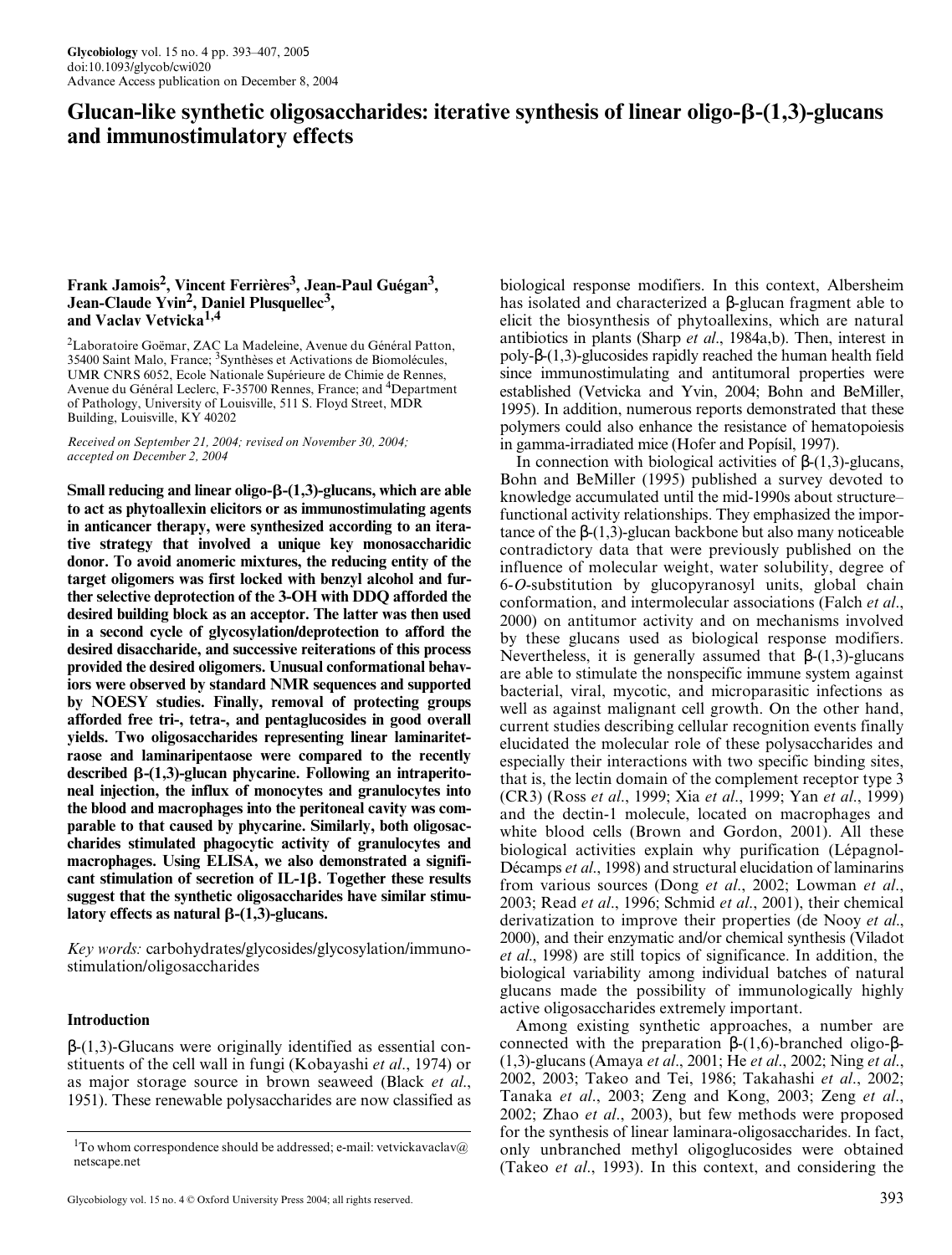# Glucan-like synthetic oligosaccharides: iterative synthesis of linear oligo-β-(1,3)-glucans and immunostimulatory effects

**Frank Jamois[2], Vincent Ferrières[3], Jean-Paul Guégan[3], Jean-Claude Yvin[2], Daniel Plusquellec[3], and Vaclav Vetvicka[1,4]**

[2]Laboratoire Goëmar, ZAC La Madeleine, Avenue du Général Patton, 35400 Saint Malo, France; [3]Synthèses et Activations de Biomolécules, UMR CNRS 6052, Ecole Nationale Supérieure de Chimie de Rennes, Avenue du Général Leclerc, F-35700 Rennes, France; and [4]Department of Pathology, University of Louisville, 511 S. Floyd Street, MDR Building, Louisville, KY 40202

*Received on September 21, 2004; revised on November 30, 2004; accepted on December 2, 2004*

**Small reducing and linear oligo-β-(1,3)-glucans, which are able to act as phytoalexin elicitors or as immunostimulating agents in anticancer therapy, were synthesized according to an iterative strategy that involved a unique key monosaccharidic donor. To avoid anomeric mixtures, the reducing entity of the target oligomers was first locked with benzyl alcohol and further selective deprotection of the 3-OH with DDQ afforded the desired building block as an acceptor. The latter was then used in a second cycle of glycosylation/deprotection to afford the desired disaccharide, and successive reiterations of this process provided the desired oligomers. Unusual conformational behaviors were observed by standard NMR sequences and supported by NOESY studies. Finally, removal of protecting groups afforded free tri-, tetra-, and pentaglucosides in good overall yields. Two oligosaccharides representing linear laminaritetraose and laminaripentaose were compared to the recently described β-(1,3)-glucan phycarine. Following an intraperitoneal injection, the influx of monocytes and granulocytes into the blood and macrophages into the peritoneal cavity was comparable to that caused by phycarine. Similarly, both oligosaccharides stimulated phagocytic activity of granulocytes and macrophages. Using ELISA, we also demonstrated a significant stimulation of secretion of IL-1β. Together these results suggest that the synthetic oligosaccharides have similar stimulatory effects as natural β-(1,3)-glucans.**

*Key words:* carbohydrates/glycosides/glycosylation/immunostimulation/oligosaccharides

## Introduction

β-(1,3)-Glucans were originally identified as essential constituents of the cell wall in fungi (Kobayashi *et al.*, 1974) or as major storage source in brown seaweed (Black *et al.*, 1951). These renewable polysaccharides are now classified as biological response modifiers. In this context, Albersheim has isolated and characterized a β-glucan fragment able to elicit the biosynthesis of phytoallexins, which are natural antibiotics in plants (Sharp *et al.*, 1984a,b). Then, interest in poly-β-(1,3)-glucosides rapidly reached the human health field since immunostimulating and antitumoral properties were established (Vetvicka and Yvin, 2004; Bohn and BeMiller, 1995). In addition, numerous reports demonstrated that these polymers could also enhance the resistance of hematopoiesis in gamma-irradiated mice (Hofer and Popísil, 1997).

In connection with biological activities of β-(1,3)-glucans, Bohn and BeMiller (1995) published a survey devoted to knowledge accumulated until the mid-1990s about structure–functional activity relationships. They emphasized the importance of the β-(1,3)-glucan backbone but also many noticeable contradictory data that were previously published on the influence of molecular weight, water solubility, degree of 6-*O*-substitution by glucopyranosyl units, global chain conformation, and intermolecular associations (Falch *et al.*, 2000) on antitumor activity and on mechanisms involved by these glucans used as biological response modifiers. Nevertheless, it is generally assumed that β-(1,3)-glucans are able to stimulate the nonspecific immune system against bacterial, viral, mycotic, and microparasitic infections as well as against malignant cell growth. On the other hand, current studies describing cellular recognition events finally elucidated the molecular role of these polysaccharides and especially their interactions with two specific binding sites, that is, the lectin domain of the complement receptor type 3 (CR3) (Ross *et al.*, 1999; Xia *et al.*, 1999; Yan *et al.*, 1999) and the dectin-1 molecule, located on macrophages and white blood cells (Brown and Gordon, 2001). All these biological activities explain why purification (Lépagnol-Décamps *et al.*, 1998) and structural elucidation of laminarins from various sources (Dong *et al.*, 2002; Lowman *et al.*, 2003; Read *et al.*, 1996; Schmid *et al.*, 2001), their chemical derivatization to improve their properties (de Nooy *et al.*, 2000), and their enzymatic and/or chemical synthesis (Viladot *et al.*, 1998) are still topics of significance. In addition, the biological variability among individual batches of natural glucans made the possibility of immunologically highly active oligosaccharides extremely important.

Among existing synthetic approaches, a number are connected with the preparation β-(1,6)-branched oligo-β-(1,3)-glucans (Amaya *et al.*, 2001; He *et al.*, 2002; Ning *et al.*, 2002, 2003; Takeo and Tei, 1986; Takahashi *et al.*, 2002; Tanaka *et al.*, 2003; Zeng and Kong, 2003; Zeng *et al.*, 2002; Zhao *et al.*, 2003), but few methods were proposed for the synthesis of linear laminara-oligosaccharides. In fact, only unbranched methyl oligoglucosides were obtained (Takeo *et al.*, 1993). In this context, and considering the

[1]To whom correspondence should be addressed; e-mail: vetvickavaclav@netscape.net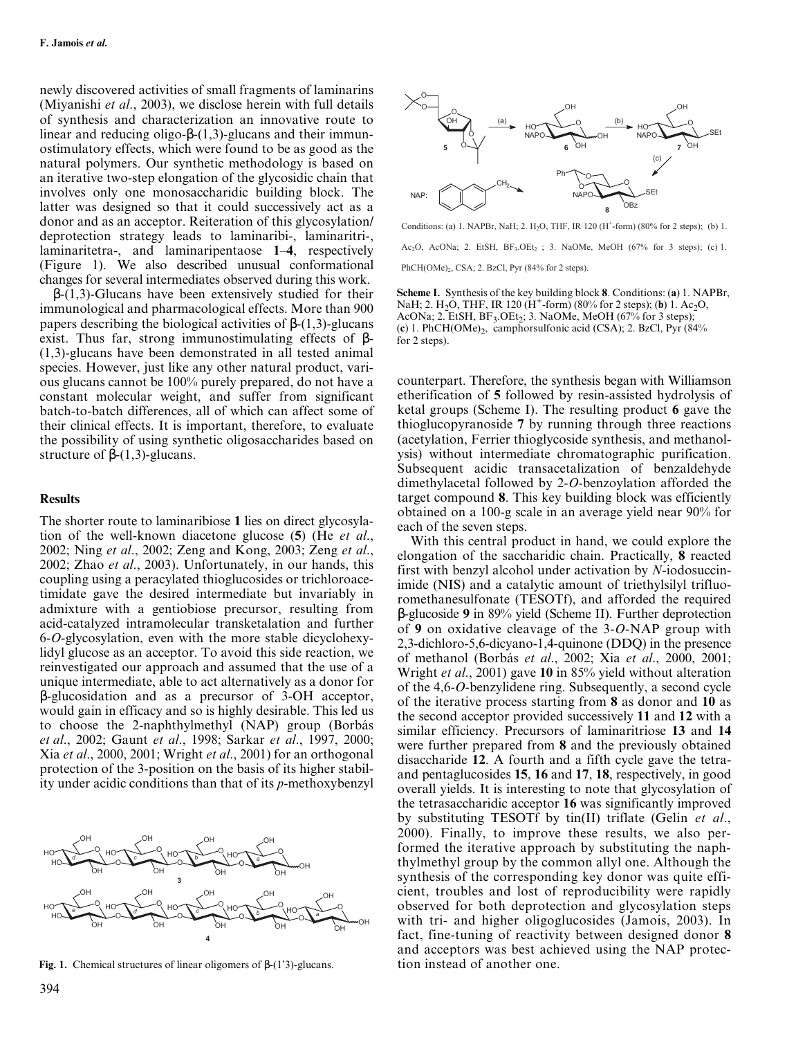newly discovered activities of small fragments of laminarins (Miyanishi *et al.*, 2003), we disclose herein with full details of synthesis and characterization an innovative route to linear and reducing oligo-β-(1,3)-glucans and their immunostimulatory effects, which were found to be as good as the natural polymers. Our synthetic methodology is based on an iterative two-step elongation of the glycosidic chain that involves only one monosaccharidic building block. The latter was designed so that it could successively act as a donor and as an acceptor. Reiteration of this glycosylation/deprotection strategy leads to laminaribi-, laminaritri-, laminaritetra-, and laminaripentaose **1**–**4**, respectively (Figure 1). We also described unusual conformational changes for several intermediates observed during this work.

β-(1,3)-Glucans have been extensively studied for their immunological and pharmacological effects. More than 900 papers describing the biological activities of β-(1,3)-glucans exist. Thus far, strong immunostimulating effects of β-(1,3)-glucans have been demonstrated in all tested animal species. However, just like any other natural product, various glucans cannot be 100% purely prepared, do not have a constant molecular weight, and suffer from significant batch-to-batch differences, all of which can affect some of their clinical effects. It is important, therefore, to evaluate the possibility of using synthetic oligosaccharides based on structure of β-(1,3)-glucans.

## Results

The shorter route to laminaribiose **1** lies on direct glycosylation of the well-known diacetone glucose (**5**) (He *et al.*, 2002; Ning *et al.*, 2002; Zeng and Kong, 2003; Zeng *et al.*, 2002; Zhao *et al.*, 2003). Unfortunately, in our hands, this coupling using a peracylated thioglucosides or trichloroacetimidate gave the desired intermediate but invariably in admixture with a gentiobiose precursor, resulting from acid-catalyzed intramolecular transketalation and further 6-*O*-glycosylation, even with the more stable dicyclohexylidyl glucose as an acceptor. To avoid this side reaction, we reinvestigated our approach and assumed that the use of a unique intermediate, able to act alternatively as a donor for β-glucosidation and as a precursor of 3-OH acceptor, would gain in efficacy and so is highly desirable. This led us to choose the 2-naphthylmethyl (NAP) group (Borbás *et al.*, 2002; Gaunt *et al.*, 1998; Sarkar *et al.*, 1997, 2000; Xia *et al.*, 2000, 2001; Wright *et al.*, 2001) for an orthogonal protection of the 3-position on the basis of its higher stability under acidic conditions than that of its *p*-methoxybenzyl counterpart. Therefore, the synthesis began with Williamson etherification of **5** followed by resin-assisted hydrolysis of ketal groups (Scheme I). The resulting product **6** gave the thioglucopyranoside **7** by running through three reactions (acetylation, Ferrier thioglycoside synthesis, and methanolysis) without intermediate chromatographic purification. Subsequent acidic transacetalization of benzaldehyde dimethylacetal followed by 2-*O*-benzoylation afforded the target compound **8**. This key building block was efficiently obtained on a 100-g scale in an average yield near 90% for each of the seven steps.

Fig. 1. Chemical structures of linear oligomers of β-(1'3)-glucans.

Conditions: (a) 1. NAPBr, NaH; 2. $H_2O$, THF, IR 120 ($H^+$-form) (80% for 2 steps); (b) 1. $Ac_2O$, AcONa; 2. EtSH, $BF_3.OEt_2$ ; 3. NaOMe, MeOH (67% for 3 steps); (c) 1. $PhCH(OMe)_2$, CSA; 2. BzCl, Pyr (84% for 2 steps).

**Scheme I.** Synthesis of the key building block **8**. Conditions: (**a**) 1. NAPBr, NaH; 2. $H_2O$, THF, IR 120 ($H^+$-form) (80% for 2 steps); (**b**) 1. $Ac_2O$, AcONa; 2. EtSH, $BF_3.OEt_2$; 3. NaOMe, MeOH (67% for 3 steps); (**c**) 1. $PhCH(OMe)_2$, camphorsulfonic acid (CSA); 2. BzCl, Pyr (84% for 2 steps).

With this central product in hand, we could explore the elongation of the saccharidic chain. Practically, **8** reacted first with benzyl alcohol under activation by *N*-iodosuccinimide (NIS) and a catalytic amount of triethylsilyl trifluoromethanesulfonate (TESOTf), and afforded the required β-glucoside **9** in 89% yield (Scheme II). Further deprotection of **9** on oxidative cleavage of the 3-*O*-NAP group with 2,3-dichloro-5,6-dicyano-1,4-quinone (DDQ) in the presence of methanol (Borbás *et al.*, 2002; Xia *et al.*, 2000, 2001; Wright *et al.*, 2001) gave **10** in 85% yield without alteration of the 4,6-*O*-benzylidene ring. Subsequently, a second cycle of the iterative process starting from **8** as donor and **10** as the second acceptor provided successively **11** and **12** with a similar efficiency. Precursors of laminaritriose **13** and **14** were further prepared from **8** and the previously obtained disaccharide **12**. A fourth and a fifth cycle gave the tetra- and pentaglucosides **15**, **16** and **17**, **18**, respectively, in good overall yields. It is interesting to note that glycosylation of the tetrasaccharidic acceptor **16** was significantly improved by substituting TESOTf by tin(II) triflate (Gelin *et al.*, 2000). Finally, to improve these results, we also performed the iterative approach by substituting the naphthylmethyl group by the common allyl one. Although the synthesis of the corresponding key donor was quite efficient, troubles and lost of reproducibility were rapidly observed for both deprotection and glycosylation steps with tri- and higher oligoglucosides (Jamois, 2003). In fact, fine-tuning of reactivity between designed donor **8** and acceptors was best achieved using the NAP protection instead of another one.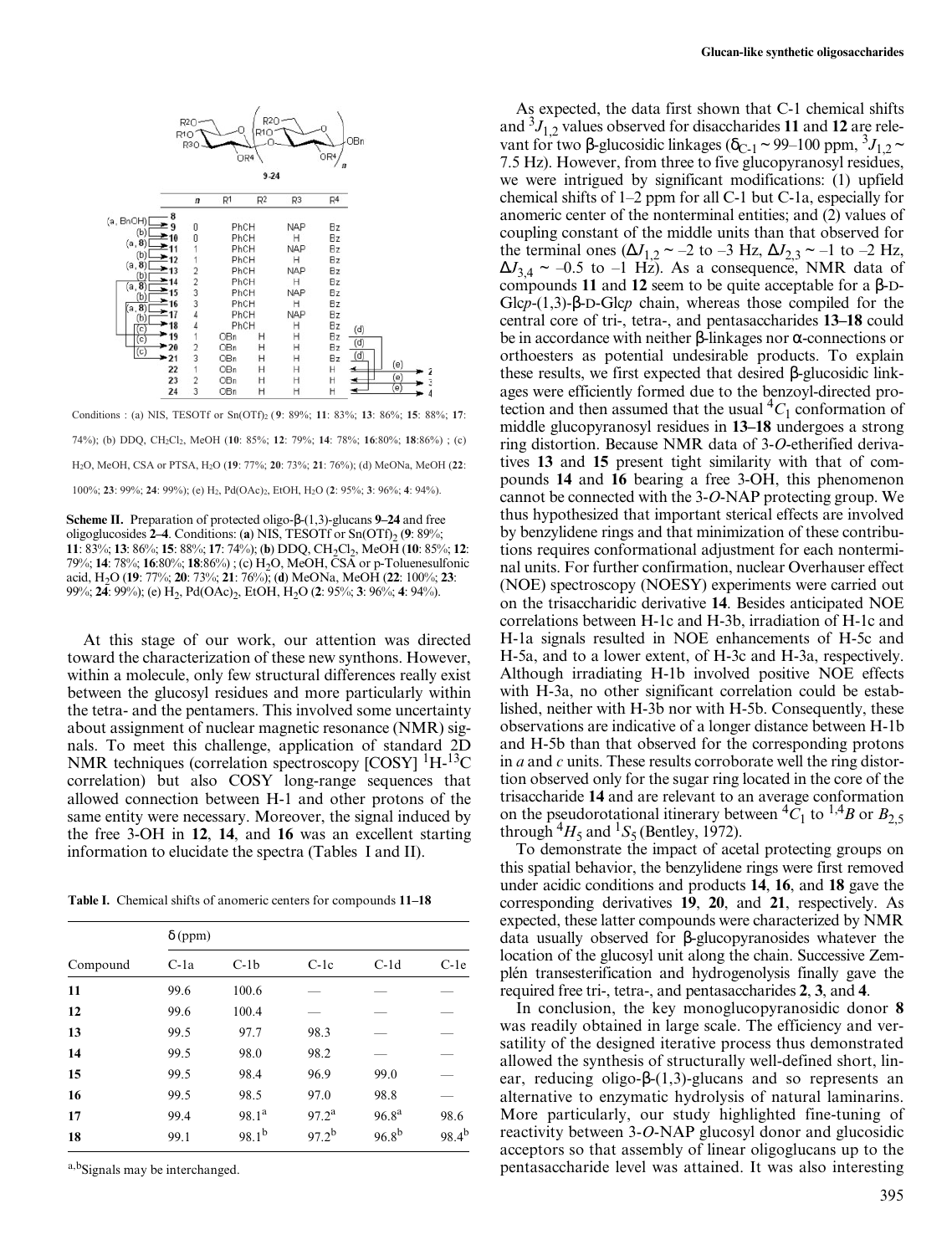| | n | R1 | R2 | R3 | R4 |
|---|---|---|---|---|---|
| 8 | | | | | |
| 9 | 0 | PhCH | | NAP | Bz |
| 10 | 0 | PhCH | | H | Bz |
| 11 | 1 | PhCH | | NAP | Bz |
| 12 | 1 | PhCH | | H | Bz |
| 13 | 2 | PhCH | | NAP | Bz |
| 14 | 2 | PhCH | | H | Bz |
| 15 | 3 | PhCH | | NAP | Bz |
| 16 | 3 | PhCH | | H | Bz |
| 17 | 4 | PhCH | | NAP | Bz |
| 18 | 4 | PhCH | | H | Bz |
| 19 | 1 | OBn | H | H | Bz |
| 20 | 2 | OBn | H | H | Bz |
| 21 | 3 | OBn | H | H | Bz |
| 22 | 1 | OBn | H | H | H |
| 23 | 2 | OBn | H | H | H |
| 24 | 3 | OBn | H | H | H |

Conditions : (a) NIS, TESOTf or $Sn(OTf)_2$ (**9**: 89%; **11**: 83%; **13**: 86%; **15**: 88%; **17**: 74%); (b) DDQ, $CH_2Cl_2$, MeOH (**10**: 85%; **12**: 79%; **14**: 78%; **16**:80%; **18**:86%) ; (c) $H_2O$, MeOH, CSA or PTSA, $H_2O$ (**19**: 77%; **20**: 73%; **21**: 76%); (d) MeONa, MeOH (**22**: 100%; **23**: 99%; **24**: 99%); (e) $H_2$, $Pd(OAc)_2$, EtOH, $H_2O$ (**2**: 95%; **3**: 96%; **4**: 94%).

**Scheme II.** Preparation of protected oligo-β-(1,3)-glucans **9–24** and free oligoglucosides **2–4**. Conditions: (**a**) NIS, TESOTf or $Sn(OTf)_2$ (**9**: 89%; **11**: 83%; **13**: 86%; **15**: 88%; **17**: 74%); (**b**) DDQ, $CH_2Cl_2$, MeOH (**10**: 85%; **12**: 79%; **14**: 78%; **16**:80%; **18**:86%) ; (**c**) $H_2O$, MeOH, CSA or p-Toluenesulfonic acid, $H_2O$ (**19**: 77%; **20**: 73%; **21**: 76%); (**d**) MeONa, MeOH (**22**: 100%; **23**: 99%; **24**: 99%); (e) $H_2$, $Pd(OAc)_2$, EtOH, $H_2O$ (**2**: 95%; **3**: 96%; **4**: 94%).

At this stage of our work, our attention was directed toward the characterization of these new synthons. However, within a molecule, only few structural differences really exist between the glucosyl residues and more particularly within the tetra- and the pentamers. This involved some uncertainty about assignment of nuclear magnetic resonance (NMR) signals. To meet this challenge, application of standard 2D NMR techniques (correlation spectroscopy [COSY] $^1H$-$^{13}C$ correlation) but also COSY long-range sequences that allowed connection between H-1 and other protons of the same entity were necessary. Moreover, the signal induced by the free 3-OH in **12**, **14**, and **16** was an excellent starting information to elucidate the spectra (Tables I and II).

**Table I.** Chemical shifts of anomeric centers for compounds **11–18**

| Compound | δ (ppm) C-1a | C-1b | C-1c | C-1d | C-1e |
|---|---|---|---|---|---|
| **11** | 99.6 | 100.6 | — | — | — |
| **12** | 99.6 | 100.4 | — | — | — |
| **13** | 99.5 | 97.7 | 98.3 | — | — |
| **14** | 99.5 | 98.0 | 98.2 | — | — |
| **15** | 99.5 | 98.4 | 96.9 | 99.0 | — |
| **16** | 99.5 | 98.5 | 97.0 | 98.8 | — |
| **17** | 99.4 | 98.1[a] | 97.2[a] | 96.8[a] | 98.6 |
| **18** | 99.1 | 98.1[b] | 97.2[b] | 96.8[b] | 98.4[b] |

[a,b]Signals may be interchanged.

As expected, the data first shown that C-1 chemical shifts and $^3J_{1,2}$ values observed for disaccharides **11** and **12** are relevant for two β-glucosidic linkages ($\delta_{C\text{-}1} \sim$ 99–100 ppm, $^3J_{1,2} \sim$ 7.5 Hz). However, from three to five glucopyranosyl residues, we were intrigued by significant modifications: (1) upfield chemical shifts of 1–2 ppm for all C-1 but C-1a, especially for anomeric center of the nonterminal entities; and (2) values of coupling constant of the middle units than that observed for the terminal ones ($\Delta J_{1,2} \sim$ –2 to –3 Hz, $\Delta J_{2,3} \sim$ –1 to –2 Hz, $\Delta J_{3,4} \sim$ –0.5 to –1 Hz). As a consequence, NMR data of compounds **11** and **12** seem to be quite acceptable for a β-D-Glc*p*-(1,3)-β-D-Glc*p* chain, whereas those compiled for the central core of tri-, tetra-, and pentasaccharides **13–18** could be in accordance with neither β-linkages nor α-connections or orthoesters as potential undesirable products. To explain these results, we first expected that desired β-glucosidic linkages were efficiently formed due to the benzoyl-directed protection and then assumed that the usual $^4C_1$ conformation of middle glucopyranosyl residues in **13–18** undergoes a strong ring distortion. Because NMR data of 3-*O*-etherified derivatives **13** and **15** present tight similarity with that of compounds **14** and **16** bearing a free 3-OH, this phenomenon cannot be connected with the 3-*O*-NAP protecting group. We thus hypothesized that important sterical effects are involved by benzylidene rings and that minimization of these contributions requires conformational adjustment for each nonterminal units. For further confirmation, nuclear Overhauser effect (NOE) spectroscopy (NOESY) experiments were carried out on the trisaccharidic derivative **14**. Besides anticipated NOE correlations between H-1c and H-3b, irradiation of H-1c and H-1a signals resulted in NOE enhancements of H-5c and H-5a, and to a lower extent, of H-3c and H-3a, respectively. Although irradiating H-1b involved positive NOE effects with H-3a, no other significant correlation could be established, neither with H-3b nor with H-5b. Consequently, these observations are indicative of a longer distance between H-1b and H-5b than that observed for the corresponding protons in *a* and *c* units. These results corroborate well the ring distortion observed only for the sugar ring located in the core of the trisaccharide **14** and are relevant to an average conformation on the pseudorotational itinerary between $^4C_1$ to $^{1,4}B$ or $B_{2,5}$ through $^4H_5$ and $^1S_5$ (Bentley, 1972).

To demonstrate the impact of acetal protecting groups on this spatial behavior, the benzylidene rings were first removed under acidic conditions and products **14**, **16**, and **18** gave the corresponding derivatives **19**, **20**, and **21**, respectively. As expected, these latter compounds were characterized by NMR data usually observed for β-glucopyranosides whatever the location of the glucosyl unit along the chain. Successive Zemplén transesterification and hydrogenolysis finally gave the required free tri-, tetra-, and pentasaccharides **2**, **3**, and **4**.

In conclusion, the key monoglucopyranosidic donor **8** was readily obtained in large scale. The efficiency and versatility of the designed iterative process thus demonstrated allowed the synthesis of structurally well-defined short, linear, reducing oligo-β-(1,3)-glucans and so represents an alternative to enzymatic hydrolysis of natural laminarins. More particularly, our study highlighted fine-tuning of reactivity between 3-*O*-NAP glucosyl donor and glucosidic acceptors so that assembly of linear oligoglucans up to the pentasaccharide level was attained. It was also interesting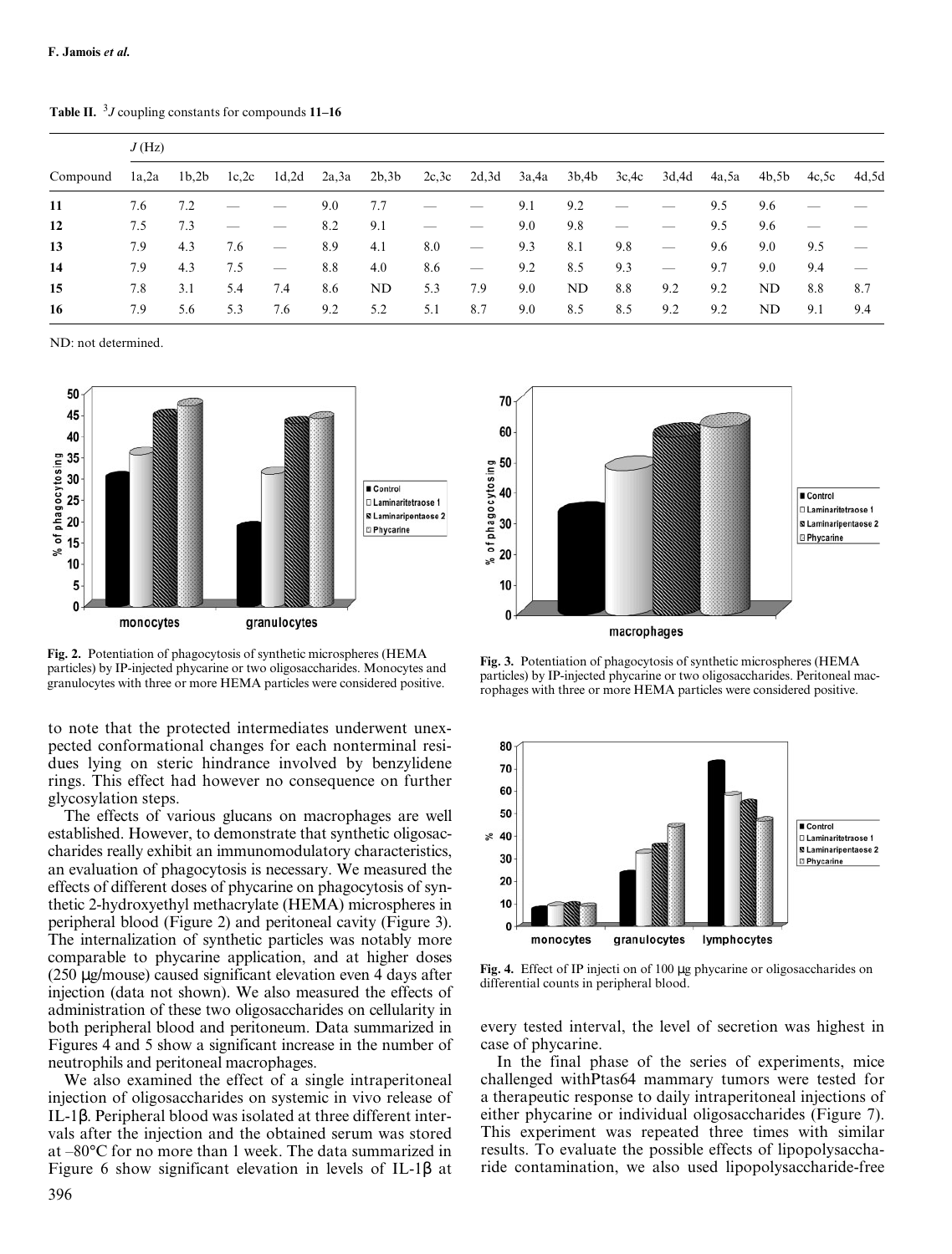**Table II.** $^3J$ coupling constants for compounds **11–16**

| | $J$ (Hz) | | | | | | | | | | | | | | | |
|---|---|---|---|---|---|---|---|---|---|---|---|---|---|---|---|---|
| Compound | 1a,2a | 1b,2b | 1c,2c | 1d,2d | 2a,3a | 2b,3b | 2c,3c | 2d,3d | 3a,4a | 3b,4b | 3c,4c | 3d,4d | 4a,5a | 4b,5b | 4c,5c | 4d,5d |
| **11** | 7.6 | 7.2 | — | — | 9.0 | 7.7 | — | — | 9.1 | 9.2 | — | — | 9.5 | 9.6 | — | — |
| **12** | 7.5 | 7.3 | — | — | 8.2 | 9.1 | — | — | 9.0 | 9.8 | — | — | 9.5 | 9.6 | — | — |
| **13** | 7.9 | 4.3 | 7.6 | — | 8.9 | 4.1 | 8.0 | — | 9.3 | 8.1 | 9.8 | — | 9.6 | 9.0 | 9.5 | — |
| **14** | 7.9 | 4.3 | 7.5 | — | 8.8 | 4.0 | 8.6 | — | 9.2 | 8.5 | 9.3 | — | 9.7 | 9.0 | 9.4 | — |
| **15** | 7.8 | 3.1 | 5.4 | 7.4 | 8.6 | ND | 5.3 | 7.9 | 9.0 | ND | 8.8 | 9.2 | 9.2 | ND | 8.8 | 8.7 |
| **16** | 7.9 | 5.6 | 5.3 | 7.6 | 9.2 | 5.2 | 5.1 | 8.7 | 9.0 | 8.5 | 8.5 | 9.2 | 9.2 | ND | 9.1 | 9.4 |

ND: not determined.

**Fig. 2.** Potentiation of phagocytosis of synthetic microspheres (HEMA particles) by IP-injected phycarine or two oligosaccharides. Monocytes and granulocytes with three or more HEMA particles were considered positive.

**Fig. 3.** Potentiation of phagocytosis of synthetic microspheres (HEMA particles) by IP-injected phycarine or two oligosaccharides. Peritoneal macrophages with three or more HEMA particles were considered positive.

**Fig. 4.** Effect of IP injecti on of 100 μg phycarine or oligosaccharides on differential counts in peripheral blood.

to note that the protected intermediates underwent unexpected conformational changes for each nonterminal residues lying on steric hindrance involved by benzylidene rings. This effect had however no consequence on further glycosylation steps.

The effects of various glucans on macrophages are well established. However, to demonstrate that synthetic oligosaccharides really exhibit an immunomodulatory characteristics, an evaluation of phagocytosis is necessary. We measured the effects of different doses of phycarine on phagocytosis of synthetic 2-hydroxyethyl methacrylate (HEMA) microspheres in peripheral blood (Figure 2) and peritoneal cavity (Figure 3). The internalization of synthetic particles was notably more comparable to phycarine application, and at higher doses (250 μg/mouse) caused significant elevation even 4 days after injection (data not shown). We also measured the effects of administration of these two oligosaccharides on cellularity in both peripheral blood and peritoneum. Data summarized in Figures 4 and 5 show a significant increase in the number of neutrophils and peritoneal macrophages.

We also examined the effect of a single intraperitoneal injection of oligosaccharides on systemic in vivo release of IL-1β. Peripheral blood was isolated at three different intervals after the injection and the obtained serum was stored at –80°C for no more than 1 week. The data summarized in Figure 6 show significant elevation in levels of IL-1β at every tested interval, the level of secretion was highest in case of phycarine.

In the final phase of the series of experiments, mice challenged withPtas64 mammary tumors were tested for a therapeutic response to daily intraperitoneal injections of either phycarine or individual oligosaccharides (Figure 7). This experiment was repeated three times with similar results. To evaluate the possible effects of lipopolysaccharide contamination, we also used lipopolysaccharide-free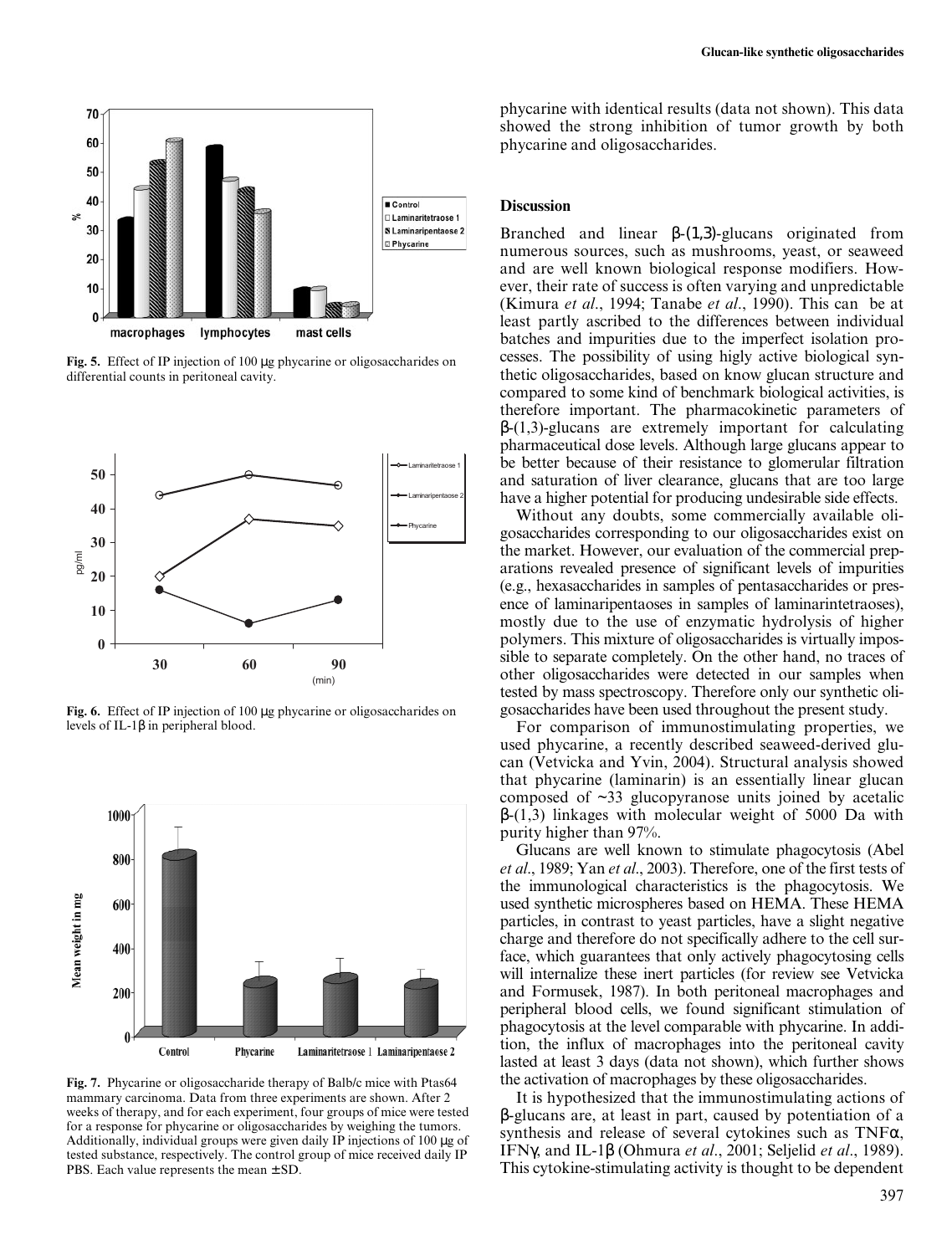Fig. 5. Effect of IP injection of 100 μg phycarine or oligosaccharides on differential counts in peritoneal cavity.

Fig. 6. Effect of IP injection of 100 μg phycarine or oligosaccharides on levels of IL-1β in peripheral blood.

Fig. 7. Phycarine or oligosaccharide therapy of Balb/c mice with Ptas64 mammary carcinoma. Data from three experiments are shown. After 2 weeks of therapy, and for each experiment, four groups of mice were tested for a response for phycarine or oligosaccharides by weighing the tumors. Additionally, individual groups were given daily IP injections of 100 μg of tested substance, respectively. The control group of mice received daily IP PBS. Each value represents the mean ± SD.

phycarine with identical results (data not shown). This data showed the strong inhibition of tumor growth by both phycarine and oligosaccharides.

## Discussion

Branched and linear β-(1,3)-glucans originated from numerous sources, such as mushrooms, yeast, or seaweed and are well known biological response modifiers. However, their rate of success is often varying and unpredictable (Kimura *et al*., 1994; Tanabe *et al*., 1990). This can be at least partly ascribed to the differences between individual batches and impurities due to the imperfect isolation processes. The possibility of using higly active biological synthetic oligosaccharides, based on know glucan structure and compared to some kind of benchmark biological activities, is therefore important. The pharmacokinetic parameters of β-(1,3)-glucans are extremely important for calculating pharmaceutical dose levels. Although large glucans appear to be better because of their resistance to glomerular filtration and saturation of liver clearance, glucans that are too large have a higher potential for producing undesirable side effects.

Without any doubts, some commercially available oligosaccharides corresponding to our oligosaccharides exist on the market. However, our evaluation of the commercial preparations revealed presence of significant levels of impurities (e.g., hexasaccharides in samples of pentasaccharides or presence of laminaripentaoses in samples of laminarintetraoses), mostly due to the use of enzymatic hydrolysis of higher polymers. This mixture of oligosaccharides is virtually impossible to separate completely. On the other hand, no traces of other oligosaccharides were detected in our samples when tested by mass spectroscopy. Therefore only our synthetic oligosaccharides have been used throughout the present study.

For comparison of immunostimulating properties, we used phycarine, a recently described seaweed-derived glucan (Vetvicka and Yvin, 2004). Structural analysis showed that phycarine (laminarin) is an essentially linear glucan composed of ~33 glucopyranose units joined by acetalic β-(1,3) linkages with molecular weight of 5000 Da with purity higher than 97%.

Glucans are well known to stimulate phagocytosis (Abel *et al*., 1989; Yan *et al*., 2003). Therefore, one of the first tests of the immunological characteristics is the phagocytosis. We used synthetic microspheres based on HEMA. These HEMA particles, in contrast to yeast particles, have a slight negative charge and therefore do not specifically adhere to the cell surface, which guarantees that only actively phagocytosing cells will internalize these inert particles (for review see Vetvicka and Formusek, 1987). In both peritoneal macrophages and peripheral blood cells, we found significant stimulation of phagocytosis at the level comparable with phycarine. In addition, the influx of macrophages into the peritoneal cavity lasted at least 3 days (data not shown), which further shows the activation of macrophages by these oligosaccharides.

It is hypothesized that the immunostimulating actions of β-glucans are, at least in part, caused by potentiation of a synthesis and release of several cytokines such as TNFα, IFNγ, and IL-1β (Ohmura *et al*., 2001; Seljelid *et al*., 1989). This cytokine-stimulating activity is thought to be dependent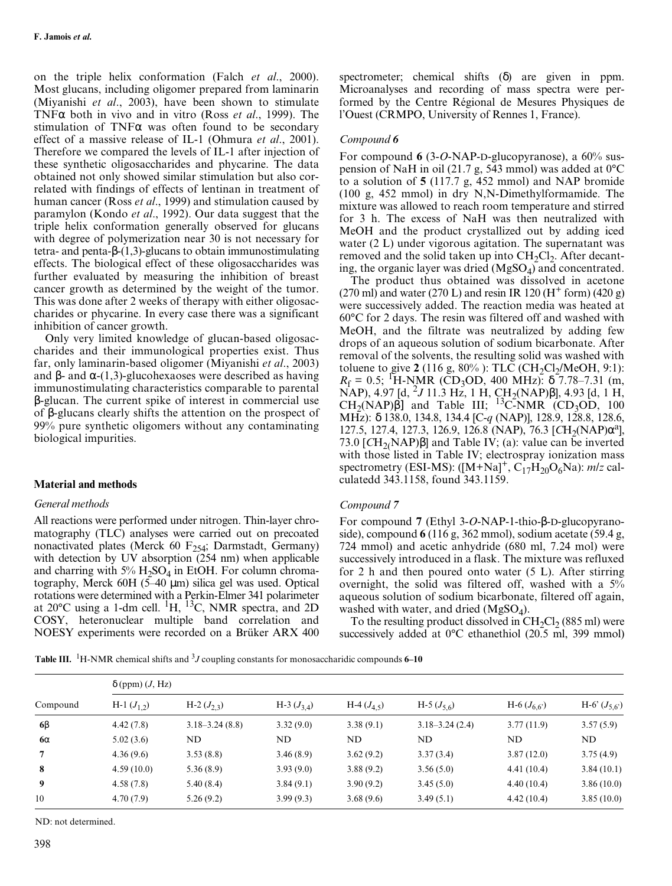on the triple helix conformation (Falch *et al*., 2000). Most glucans, including oligomer prepared from laminarin (Miyanishi *et al*., 2003), have been shown to stimulate TNFα both in vivo and in vitro (Ross *et al*., 1999). The stimulation of TNFα was often found to be secondary effect of a massive release of IL-1 (Ohmura *et al*., 2001). Therefore we compared the levels of IL-1 after injection of these synthetic oligosaccharides and phycarine. The data obtained not only showed similar stimulation but also correlated with findings of effects of lentinan in treatment of human cancer (Ross *et al*., 1999) and stimulation caused by paramylon (Kondo *et al*., 1992). Our data suggest that the triple helix conformation generally observed for glucans with degree of polymerization near 30 is not necessary for tetra- and penta-β-(1,3)-glucans to obtain immunostimulating effects. The biological effect of these oligosaccharides was further evaluated by measuring the inhibition of breast cancer growth as determined by the weight of the tumor. This was done after 2 weeks of therapy with either oligosaccharides or phycarine. In every case there was a significant inhibition of cancer growth.

Only very limited knowledge of glucan-based oligosaccharides and their immunological properties exist. Thus far, only laminarin-based oligomer (Miyanishi *et al*., 2003) and β- and α-(1,3)-glucohexaoses were described as having immunostimulating characteristics comparable to parental β-glucan. The current spike of interest in commercial use of β-glucans clearly shifts the attention on the prospect of 99% pure synthetic oligomers without any contaminating biological impurities.

## Material and methods

### General methods

All reactions were performed under nitrogen. Thin-layer chromatography (TLC) analyses were carried out on precoated nonactivated plates (Merck 60 $F_{254}$; Darmstadt, Germany) with detection by UV absorption (254 nm) when applicable and charring with 5% $H_2SO_4$ in EtOH. For column chromatography, Merck 60H (5–40 μm) silica gel was used. Optical rotations were determined with a Perkin-Elmer 341 polarimeter at 20°C using a 1-dm cell. $^1$H, $^{13}$C, NMR spectra, and 2D COSY, heteronuclear multiple band correlation and NOESY experiments were recorded on a Brüker ARX 400 spectrometer; chemical shifts (δ) are given in ppm. Microanalyses and recording of mass spectra were performed by the Centre Régional de Mesures Physiques de l'Ouest (CRMPO, University of Rennes 1, France).

### Compound 6

For compound **6** (3-*O*-NAP-D-glucopyranose), a 60% suspension of NaH in oil (21.7 g, 543 mmol) was added at 0°C to a solution of **5** (117.7 g, 452 mmol) and NAP bromide (100 g, 452 mmol) in dry N,N-Dimethylformamide. The mixture was allowed to reach room temperature and stirred for 3 h. The excess of NaH was then neutralized with MeOH and the product crystallized out by adding iced water (2 L) under vigorous agitation. The supernatant was removed and the solid taken up into $CH_2Cl_2$. After decanting, the organic layer was dried ($MgSO_4$) and concentrated.

The product thus obtained was dissolved in acetone (270 ml) and water (270 L) and resin IR 120 ($H^+$ form) (420 g) were successively added. The reaction media was heated at 60°C for 2 days. The resin was filtered off and washed with MeOH, and the filtrate was neutralized by adding few drops of an aqueous solution of sodium bicarbonate. After removal of the solvents, the resulting solid was washed with toluene to give **2** (116 g, 80% ): TLC ($CH_2Cl_2$/MeOH, 9:1): $R_f$ = 0.5; $^1$H-NMR ($CD_3OD$, 400 MHz): δ 7.78–7.31 (m, NAP), 4.97 [d, $^2J$ 11.3 Hz, 1 H, $CH_2$(NAP)β], 4.93 [d, 1 H, $CH_2$(NAP)β] and Table III; $^{13}$C-NMR ($CD_3OD$, 100 MHz): δ 138.0, 134.8, 134.4 [C-*q* (NAP)], 128.9, 128.8, 128.6, 127.5, 127.4, 127.3, 126.9, 126.8 (NAP), 76.3 [$CH_2$(NAP)α[a]], 73.0 [$CH_2$(NAP)β] and Table IV; (a): value can be inverted with those listed in Table IV; electrospray ionization mass spectrometry (ESI-MS): ($[M+Na]^+$, $C_{17}H_{20}O_6$Na): *m/z* calculatedd 343.1158, found 343.1159.

### Compound 7

For compound **7** (Ethyl 3-*O*-NAP-1-thio-β-D-glucopyranoside), compound **6** (116 g, 362 mmol), sodium acetate (59.4 g, 724 mmol) and acetic anhydride (680 ml, 7.24 mol) were successively introduced in a flask. The mixture was refluxed for 2 h and then poured onto water (5 L). After stirring overnight, the solid was filtered off, washed with a 5% aqueous solution of sodium bicarbonate, filtered off again, washed with water, and dried ($MgSO_4$).

To the resulting product dissolved in $CH_2Cl_2$ (885 ml) were successively added at 0°C ethanethiol (20.5 ml, 399 mmol)

**Table III.** $^1$H-NMR chemical shifts and $^3J$ coupling constants for monosaccharidic compounds **6–10**

| Compound | δ (ppm) (*J*, Hz) | | | | | | |
|---|---|---|---|---|---|---|---|
| | H-1 ($J_{1,2}$) | H-2 ($J_{2,3}$) | H-3 ($J_{3,4}$) | H-4 ($J_{4,5}$) | H-5 ($J_{5,6}$) | H-6 ($J_{6,6'}$) | H-6' ($J_{5,6'}$) |
| **6β** | 4.42 (7.8) | 3.18–3.24 (8.8) | 3.32 (9.0) | 3.38 (9.1) | 3.18–3.24 (2.4) | 3.77 (11.9) | 3.57 (5.9) |
| **6α** | 5.02 (3.6) | ND | ND | ND | ND | ND | ND |
| **7** | 4.36 (9.6) | 3.53 (8.8) | 3.46 (8.9) | 3.62 (9.2) | 3.37 (3.4) | 3.87 (12.0) | 3.75 (4.9) |
| **8** | 4.59 (10.0) | 5.36 (8.9) | 3.93 (9.0) | 3.88 (9.2) | 3.56 (5.0) | 4.41 (10.4) | 3.84 (10.1) |
| **9** | 4.58 (7.8) | 5.40 (8.4) | 3.84 (9.1) | 3.90 (9.2) | 3.45 (5.0) | 4.40 (10.4) | 3.86 (10.0) |
| 10 | 4.70 (7.9) | 5.26 (9.2) | 3.99 (9.3) | 3.68 (9.6) | 3.49 (5.1) | 4.42 (10.4) | 3.85 (10.0) |

ND: not determined.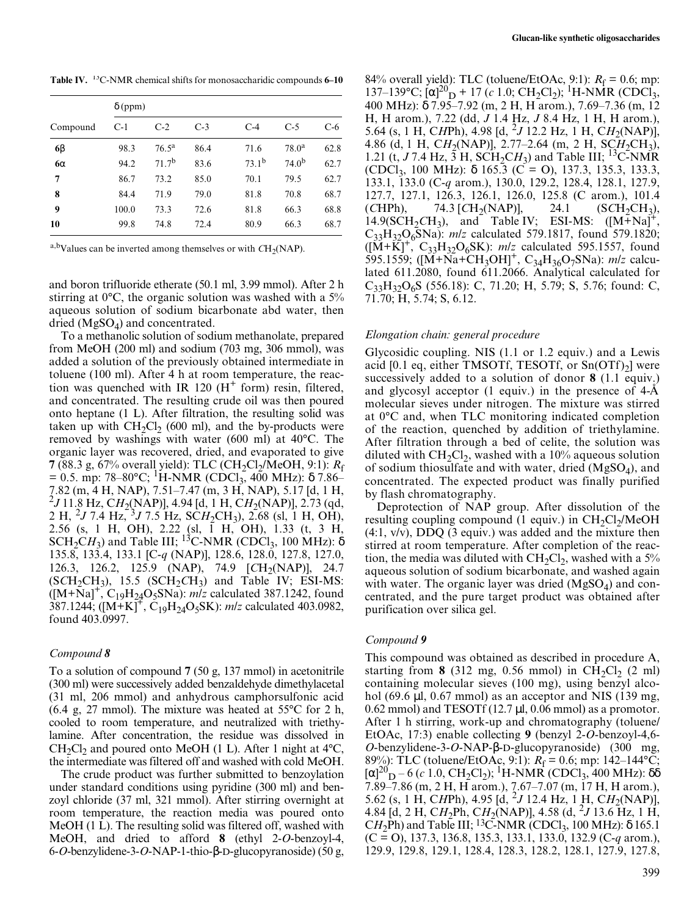**Table IV.** $^{13}$C-NMR chemical shifts for monosaccharidic compounds **6–10**

| Compound | δ (ppm) C-1 | C-2 | C-3 | C-4 | C-5 | C-6 |
|---|---|---|---|---|---|---|
| **6β** | 98.3 | 76.5[a] | 86.4 | 71.6 | 78.0[a] | 62.8 |
| **6α** | 94.2 | 71.7[b] | 83.6 | 73.1[b] | 74.0[b] | 62.7 |
| **7** | 86.7 | 73.2 | 85.0 | 70.1 | 79.5 | 62.7 |
| **8** | 84.4 | 71.9 | 79.0 | 81.8 | 70.8 | 68.7 |
| **9** | 100.0 | 73.3 | 72.6 | 81.8 | 66.3 | 68.8 |
| **10** | 99.8 | 74.8 | 72.4 | 80.9 | 66.3 | 68.7 |

[a,b]Values can be inverted among themselves or with $CH_2$(NAP).

and boron trifluoride etherate (50.1 ml, 3.99 mmol). After 2 h stirring at 0°C, the organic solution was washed with a 5% aqueous solution of sodium bicarbonate abd water, then dried ($MgSO_4$) and concentrated.

To a methanolic solution of sodium methanolate, prepared from MeOH (200 ml) and sodium (703 mg, 306 mmol), was added a solution of the previously obtained intermediate in toluene (100 ml). After 4 h at room temperature, the reaction was quenched with IR 120 ($H^+$ form) resin, filtered, and concentrated. The resulting crude oil was then poured onto heptane (1 L). After filtration, the resulting solid was taken up with $CH_2Cl_2$ (600 ml), and the by-products were removed by washings with water (600 ml) at 40°C. The organic layer was recovered, dried, and evaporated to give **7** (88.3 g, 67% overall yield): TLC ($CH_2Cl_2$/MeOH, 9:1): $R_f$ = 0.5. mp: 78–80°C; $^1$H-NMR ($CDCl_3$, 400 MHz): δ 7.86–7.82 (m, 4 H, NAP), 7.51–7.47 (m, 3 H, NAP), 5.17 [d, 1 H, $^2J$ 11.8 Hz, $CH_2$(NAP)], 4.94 [d, 1 H, $CH_2$(NAP)], 2.73 (qd, 2 H, $^2J$ 7.4 Hz, $^3J$ 7.5 Hz, $SCH_2CH_3$), 2.68 (sl, 1 H, OH), 2.56 (s, 1 H, OH), 2.22 (sl, 1 H, OH), 1.33 (t, 3 H, $SCH_2CH_3$) and Table III; $^{13}$C-NMR ($CDCl_3$, 100 MHz): δ 135.8, 133.4, 133.1 [C-*q* (NAP)], 128.6, 128.0, 127.8, 127.0, 126.3, 126.2, 125.9 (NAP), 74.9 [$CH_2$(NAP)], 24.7 ($SCH_2CH_3$), 15.5 ($SCH_2CH_3$) and Table IV; ESI-MS: ($[M+Na]^+$, $C_{19}H_{24}O_5SNa$): *m/z* calculated 387.1242, found 387.1244; ($[M+K]^+$, $C_{19}H_{24}O_5SK$): *m/z* calculated 403.0982, found 403.0997.

### *Compound 8*

To a solution of compound **7** (50 g, 137 mmol) in acetonitrile (300 ml) were successively added benzaldehyde dimethylacetal (31 ml, 206 mmol) and anhydrous camphorsulfonic acid (6.4 g, 27 mmol). The mixture was heated at 55°C for 2 h, cooled to room temperature, and neutralized with triethylamine. After concentration, the residue was dissolved in $CH_2Cl_2$ and poured onto MeOH (1 L). After 1 night at 4°C, the intermediate was filtered off and washed with cold MeOH.

The crude product was further submitted to benzoylation under standard conditions using pyridine (300 ml) and benzoyl chloride (37 ml, 321 mmol). After stirring overnight at room temperature, the reaction media was poured onto MeOH (1 L). The resulting solid was filtered off, washed with MeOH, and dried to afford **8** (ethyl 2-*O*-benzoyl-4,6-*O*-benzylidene-3-*O*-NAP-1-thio-β-D-glucopyranoside) (50 g, 84% overall yield): TLC (toluene/EtOAc, 9:1): $R_f$ = 0.6; mp: 137–139°C; $[\alpha]^{20}_D$ + 17 (*c* 1.0; $CH_2Cl_2$); $^1$H-NMR ($CDCl_3$, 400 MHz): δ 7.95–7.92 (m, 2 H, H arom.), 7.69–7.36 (m, 12 H, H arom.), 7.22 (dd, *J* 1.4 Hz, *J* 8.4 Hz, 1 H, H arom.), 5.64 (s, 1 H, C*H*Ph), 4.98 [d, $^2J$ 12.2 Hz, 1 H, $CH_2$(NAP)], 4.86 (d, 1 H, $CH_2$(NAP)], 2.77–2.64 (m, 2 H, $SCH_2CH_3$), 1.21 (t, *J* 7.4 Hz, 3 H, $SCH_2CH_3$) and Table III; $^{13}$C-NMR ($CDCl_3$, 100 MHz): δ 165.3 (C = O), 137.3, 135.3, 133.3, 133.1, 133.0 (C-*q* arom.), 130.0, 129.2, 128.4, 128.1, 127.9, 127.7, 127.1, 126.3, 126.1, 126.0, 125.8 (C arom.), 101.4 (*C*HPh), 74.3 [$CH_2$(NAP)], 24.1 ($SCH_2CH_3$), 14.9($SCH_2CH_3$), and Table IV; ESI-MS: ($[M+Na]^+$, $C_{33}H_{32}O_6SNa$): *m/z* calculated 579.1817, found 579.1820; ($[M+K]^+$, $C_{33}H_{32}O_6SK$): *m/z* calculated 595.1557, found 595.1559; ($[M+Na+CH_3OH]^+$, $C_{34}H_{36}O_7SNa$): *m/z* calculated 611.2080, found 611.2066. Analytical calculated for $C_{33}H_{32}O_6S$ (556.18): C, 71.20; H, 5.79; S, 5.76; found: C, 71.70; H, 5.74; S, 6.12.

### *Elongation chain: general procedure*

Glycosidic coupling. NIS (1.1 or 1.2 equiv.) and a Lewis acid [0.1 eq, either TMSOTf, TESOTf, or $Sn(OTf)_2$] were successively added to a solution of donor **8** (1.1 equiv.) and glycosyl acceptor (1 equiv.) in the presence of 4-Å molecular sieves under nitrogen. The mixture was stirred at 0°C and, when TLC monitoring indicated completion of the reaction, quenched by addition of triethylamine. After filtration through a bed of celite, the solution was diluted with $CH_2Cl_2$, washed with a 10% aqueous solution of sodium thiosulfate and with water, dried ($MgSO_4$), and concentrated. The expected product was finally purified by flash chromatography.

Deprotection of NAP group. After dissolution of the resulting coupling compound (1 equiv.) in $CH_2Cl_2$/MeOH (4:1, v/v), DDQ (3 equiv.) was added and the mixture then stirred at room temperature. After completion of the reaction, the media was diluted with $CH_2Cl_2$, washed with a 5% aqueous solution of sodium bicarbonate, and washed again with water. The organic layer was dried ($MgSO_4$) and concentrated, and the pure target product was obtained after purification over silica gel.

### *Compound 9*

This compound was obtained as described in procedure A, starting from **8** (312 mg, 0.56 mmol) in $CH_2Cl_2$ (2 ml) containing molecular sieves (100 mg), using benzyl alcohol (69.6 μl, 0.67 mmol) as an acceptor and NIS (139 mg, 0.62 mmol) and TESOTf (12.7 μl, 0.06 mmol) as a promotor. After 1 h stirring, work-up and chromatography (toluene/EtOAc, 17:3) enable collecting **9** (benzyl 2-*O*-benzoyl-4,6-*O*-benzylidene-3-*O*-NAP-β-D-glucopyranoside) (300 mg, 89%): TLC (toluene/EtOAc, 9:1): $R_f$ = 0.6; mp: 142–144°C; $[\alpha]^{20}_D$ – 6 (*c* 1.0, $CH_2Cl_2$); $^1$H-NMR ($CDCl_3$, 400 MHz): δδ 7.89–7.86 (m, 2 H, H arom.), 7.67–7.07 (m, 17 H, H arom.), 5.62 (s, 1 H, C*H*Ph), 4.95 [d, $^2J$ 12.4 Hz, 1 H, $CH_2$(NAP)], 4.84 [d, 2 H, $CH_2$Ph, $CH_2$(NAP)], 4.58 (d, $^2J$ 13.6 Hz, 1 H, $CH_2$Ph) and Table III; $^{13}$C-NMR ($CDCl_3$, 100 MHz): δ 165.1 (C = O), 137.3, 136.8, 135.3, 133.1, 133.0, 132.9 (C-*q* arom.), 129.9, 129.8, 129.1, 128.4, 128.3, 128.2, 128.1, 127.9, 127.8,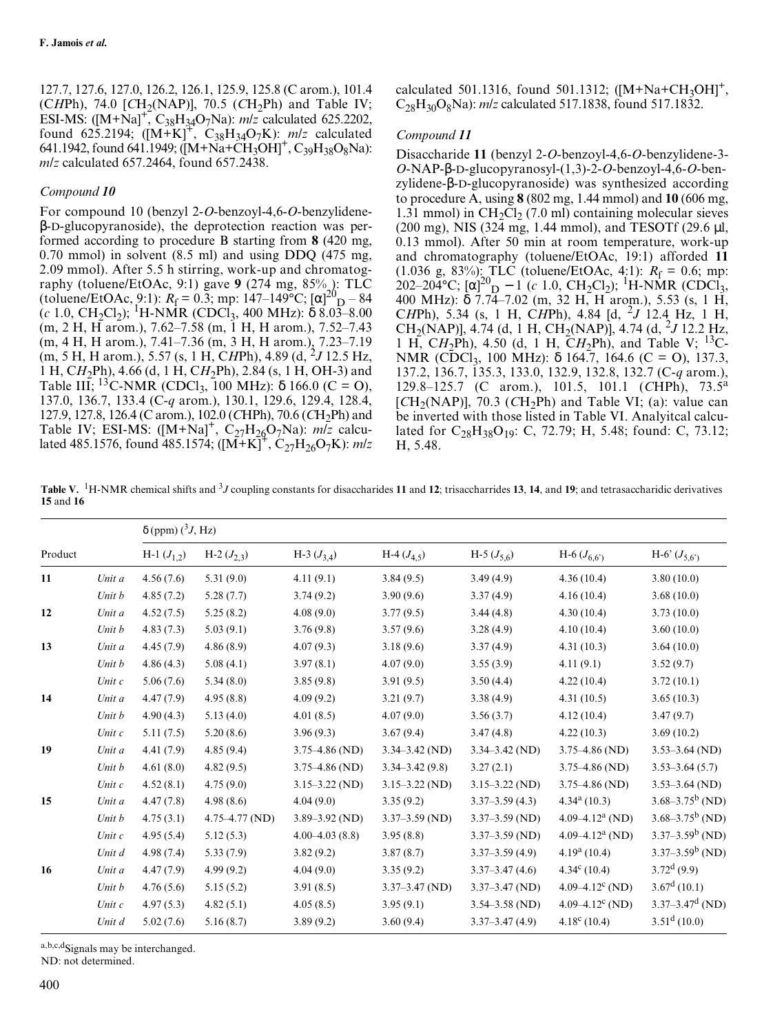127.7, 127.6, 127.0, 126.2, 126.1, 125.9, 125.8 (C arom.), 101.4 (*C*HPh), 74.0 [*C*H$_2$(NAP)], 70.5 (*C*H$_2$Ph) and Table IV; ESI-MS: ([M+Na]$^+$, $C_{38}H_{34}O_7Na$): *m/z* calculated 625.2202, found 625.2194; ([M+K]$^+$, $C_{38}H_{34}O_7K$): *m/z* calculated 641.1942, found 641.1949; ([M+Na+CH$_3$OH]$^+$, $C_{39}H_{38}O_8Na$): *m/z* calculated 657.2464, found 657.2438.

### *Compound 10*

For compound 10 (benzyl 2-*O*-benzoyl-4,6-*O*-benzylidene-β-D-glucopyranoside), the deprotection reaction was performed according to procedure B starting from **8** (420 mg, 0.70 mmol) in solvent (8.5 ml) and using DDQ (475 mg, 2.09 mmol). After 5.5 h stirring, work-up and chromatography (toluene/EtOAc, 9:1) gave **9** (274 mg, 85%): TLC (toluene/EtOAc, 9:1): $R_f$ = 0.3; mp: 147–149°C; $[\alpha]^{20}_D$ – 84 (*c* 1.0, CH$_2$Cl$_2$); $^1$H-NMR (CDCl$_3$, 400 MHz): δ 8.03–8.00 (m, 2 H, H arom.), 7.62–7.58 (m, 1 H, H arom.), 7.52–7.43 (m, 4 H, H arom.), 7.41–7.36 (m, 3 H, H arom.), 7.23–7.19 (m, 5 H, H arom.), 5.57 (s, 1 H, C*H*Ph), 4.89 (d, $^2J$ 12.5 Hz, 1 H, C*H*$_2$Ph), 4.66 (d, 1 H, C*H*$_2$Ph), 2.84 (s, 1 H, OH-3) and Table III; $^{13}$C-NMR (CDCl$_3$, 100 MHz): δ 166.0 (C = O), 137.0, 136.7, 133.4 (C-*q* arom.), 130.1, 129.6, 129.4, 128.4, 127.9, 127.8, 126.4 (C arom.), 102.0 (*C*HPh), 70.6 (*C*H$_2$Ph) and Table IV; ESI-MS: ([M+Na]$^+$, $C_{27}H_{26}O_7Na$): *m/z* calculated 485.1576, found 485.1574; ([M+K]$^+$, $C_{27}H_{26}O_7K$): *m/z* calculated 501.1316, found 501.1312; ([M+Na+CH$_3$OH]$^+$, $C_{28}H_{30}O_8Na$): *m/z* calculated 517.1838, found 517.1832.

### *Compound 11*

Disaccharide **11** (benzyl 2-*O*-benzoyl-4,6-*O*-benzylidene-3-*O*-NAP-β-D-glucopyranosyl-(1,3)-2-*O*-benzoyl-4,6-*O*-benzylidene-β-D-glucopyranoside) was synthesized according to procedure A, using **8** (802 mg, 1.44 mmol) and **10** (606 mg, 1.31 mmol) in CH$_2$Cl$_2$ (7.0 ml) containing molecular sieves (200 mg), NIS (324 mg, 1.44 mmol), and TESOTf (29.6 μl, 0.13 mmol). After 50 min at room temperature, work-up and chromatography (toluene/EtOAc, 19:1) afforded **11** (1.036 g, 83%): TLC (toluene/EtOAc, 4:1): $R_f$ = 0.6; mp: 202–204°C; $[\alpha]^{20}_D$ −1 (*c* 1.0, CH$_2$Cl$_2$); $^1$H-NMR (CDCl$_3$, 400 MHz): δ 7.74–7.02 (m, 32 H, H arom.), 5.53 (s, 1 H, C*H*Ph), 5.34 (s, 1 H, C*H*Ph), 4.84 [d, $^2J$ 12.4 Hz, 1 H, CH$_2$(NAP)], 4.74 (d, 1 H, CH$_2$(NAP)], 4.74 (d, $^2J$ 12.2 Hz, 1 H, C*H*$_2$Ph), 4.50 (d, 1 H, C*H*$_2$Ph), and Table V; $^{13}$C-NMR (CDCl$_3$, 100 MHz): δ 164.7, 164.6 (C = O), 137.3, 137.2, 136.7, 135.3, 133.0, 132.9, 132.8, 132.7 (C-*q* arom.), 129.8–125.7 (C arom.), 101.5, 101.1 (*C*HPh), 73.5[a] [*C*H$_2$(NAP)], 70.3 (*C*H$_2$Ph) and Table VI; (a): value can be inverted with those listed in Table VI. Analyitcal calculated for $C_{28}H_{38}O_{19}$: C, 72.79; H, 5.48; found: C, 73.12; H, 5.48.

**Table V.** $^1$H-NMR chemical shifts and $^3J$ coupling constants for disaccharides **11** and **12**; trisaccharrides **13**, **14**, and **19**; and tetrasaccharidic derivatives **15** and **16**

| Product | | δ (ppm) ($^3J$, Hz) | | | | | | |
|---|---|---|---|---|---|---|---|---|
| | | H-1 ($J_{1,2}$) | H-2 ($J_{2,3}$) | H-3 ($J_{3,4}$) | H-4 ($J_{4,5}$) | H-5 ($J_{5,6}$) | H-6 ($J_{6,6'}$) | H-6' ($J_{5,6'}$) |
| **11** | *Unit a* | 4.56 (7.6) | 5.31 (9.0) | 4.11 (9.1) | 3.84 (9.5) | 3.49 (4.9) | 4.36 (10.4) | 3.80 (10.0) |
| | *Unit b* | 4.85 (7.2) | 5.28 (7.7) | 3.74 (9.2) | 3.90 (9.6) | 3.37 (4.9) | 4.16 (10.4) | 3.68 (10.0) |
| **12** | *Unit a* | 4.52 (7.5) | 5.25 (8.2) | 4.08 (9.0) | 3.77 (9.5) | 3.44 (4.8) | 4.30 (10.4) | 3.73 (10.0) |
| | *Unit b* | 4.83 (7.3) | 5.03 (9.1) | 3.76 (9.8) | 3.57 (9.6) | 3.28 (4.9) | 4.10 (10.4) | 3.60 (10.0) |
| **13** | *Unit a* | 4.45 (7.9) | 4.86 (8.9) | 4.07 (9.3) | 3.18 (9.6) | 3.37 (4.9) | 4.31 (10.3) | 3.64 (10.0) |
| | *Unit b* | 4.86 (4.3) | 5.08 (4.1) | 3.97 (8.1) | 4.07 (9.0) | 3.55 (3.9) | 4.11 (9.1) | 3.52 (9.7) |
| | *Unit c* | 5.06 (7.6) | 5.34 (8.0) | 3.85 (9.8) | 3.91 (9.5) | 3.50 (4.4) | 4.22 (10.4) | 3.72 (10.1) |
| **14** | *Unit a* | 4.47 (7.9) | 4.95 (8.8) | 4.09 (9.2) | 3.21 (9.7) | 3.38 (4.9) | 4.31 (10.5) | 3.65 (10.3) |
| | *Unit b* | 4.90 (4.3) | 5.13 (4.0) | 4.01 (8.5) | 4.07 (9.0) | 3.56 (3.7) | 4.12 (10.4) | 3.47 (9.7) |
| | *Unit c* | 5.11 (7.5) | 5.20 (8.6) | 3.96 (9.3) | 3.67 (9.4) | 3.47 (4.8) | 4.22 (10.3) | 3.69 (10.2) |
| **19** | *Unit a* | 4.41 (7.9) | 4.85 (9.4) | 3.75–4.86 (ND) | 3.34–3.42 (ND) | 3.34–3.42 (ND) | 3.75–4.86 (ND) | 3.53–3.64 (ND) |
| | *Unit b* | 4.61 (8.0) | 4.82 (9.5) | 3.75–4.86 (ND) | 3.34–3.42 (9.8) | 3.27 (2.1) | 3.75–4.86 (ND) | 3.53–3.64 (5.7) |
| | *Unit c* | 4.52 (8.1) | 4.75 (9.0) | 3.15–3.22 (ND) | 3.15–3.22 (ND) | 3.15–3.22 (ND) | 3.75–4.86 (ND) | 3.53–3.64 (ND) |
| **15** | *Unit a* | 4.47 (7.8) | 4.98 (8.6) | 4.04 (9.0) | 3.35 (9.2) | 3.37–3.59 (4.3) | 4.34[a] (10.3) | 3.68–3.75[b] (ND) |
| | *Unit b* | 4.75 (3.1) | 4.75–4.77 (ND) | 3.89–3.92 (ND) | 3.37–3.59 (ND) | 3.37–3.59 (ND) | 4.09–4.12[a] (ND) | 3.68–3.75[b] (ND) |
| | *Unit c* | 4.95 (5.4) | 5.12 (5.3) | 4.00–4.03 (8.8) | 3.95 (8.8) | 3.37–3.59 (ND) | 4.09–4.12[a] (ND) | 3.37–3.59[b] (ND) |
| | *Unit d* | 4.98 (7.4) | 5.33 (7.9) | 3.82 (9.2) | 3.87 (8.7) | 3.37–3.59 (4.9) | 4.19[a] (10.4) | 3.37–3.59[b] (ND) |
| **16** | *Unit a* | 4.47 (7.9) | 4.99 (9.2) | 4.04 (9.0) | 3.35 (9.2) | 3.37–3.47 (4.6) | 4.34[c] (10.4) | 3.72[d] (9.9) |
| | *Unit b* | 4.76 (5.6) | 5.15 (5.2) | 3.91 (8.5) | 3.37–3.47 (ND) | 3.37–3.47 (ND) | 4.09–4.12[c] (ND) | 3.67[d] (10.1) |
| | *Unit c* | 4.97 (5.3) | 4.82 (5.1) | 4.05 (8.5) | 3.95 (9.1) | 3.54–3.58 (ND) | 4.09–4.12[c] (ND) | 3.37–3.47[d] (ND) |
| | *Unit d* | 5.02 (7.6) | 5.16 (8.7) | 3.89 (9.2) | 3.60 (9.4) | 3.37–3.47 (4.9) | 4.18[c] (10.4) | 3.51[d] (10.0) |

[a,b,c,d]Signals may be interchanged.
ND: not determined.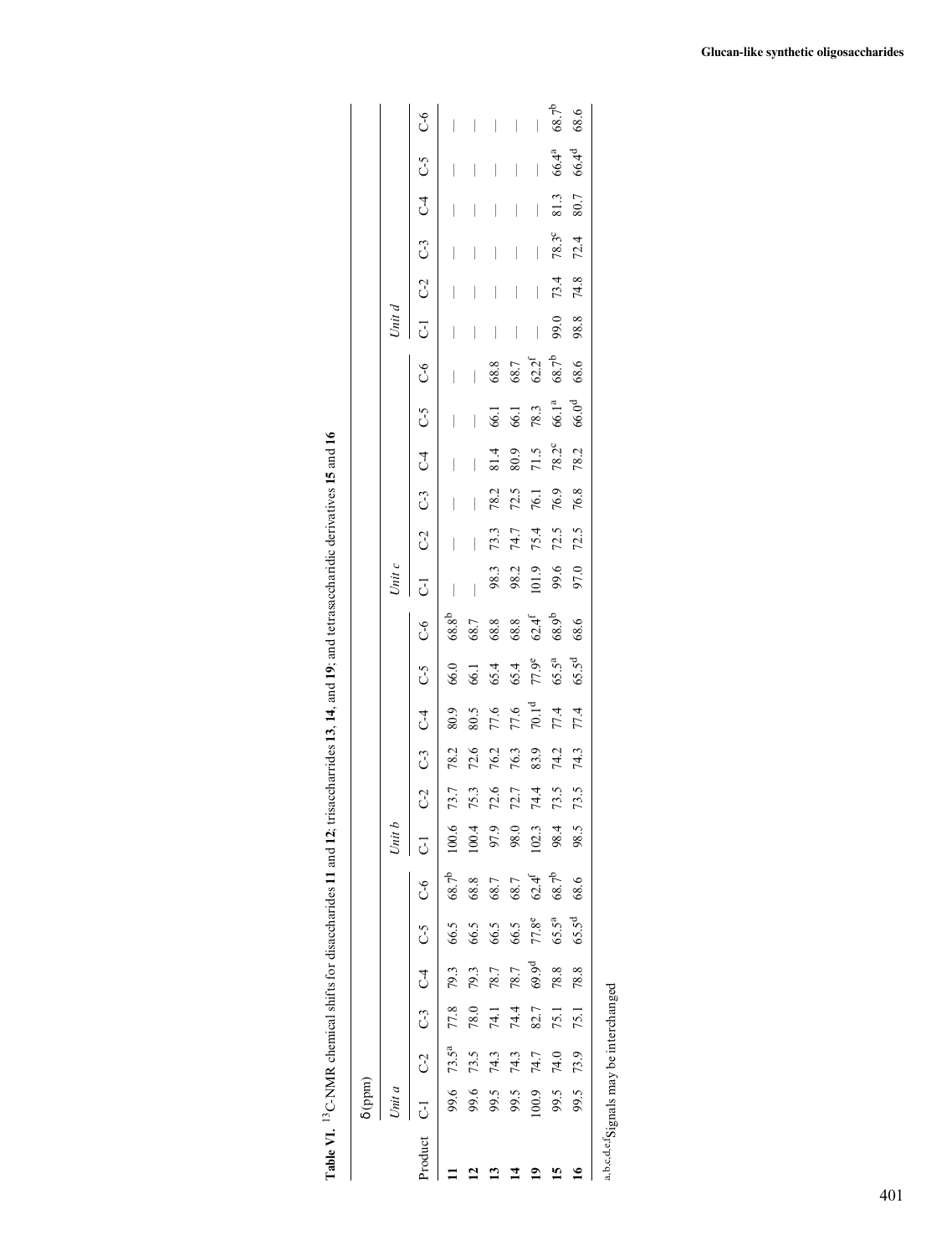**Table VI.** $^{13}$C-NMR chemical shifts for disaccharides **11** and **12**; trisaccharides **13**, **14**, and **19**; and tetrasaccharidic derivatives **15** and **16**

| | δ (ppm) | | | | | | | | | | | | | | | | | | | | | | | |
|---|---|---|---|---|---|---|---|---|---|---|---|---|---|---|---|---|---|---|---|---|---|---|---|---|
| | *Unit a* | | | | | | *Unit b* | | | | | | *Unit c* | | | | | | *Unit d* | | | | | |
| Product | C-1 | C-2 | C-3 | C-4 | C-5 | C-6 | C-1 | C-2 | C-3 | C-4 | C-5 | C-6 | C-1 | C-2 | C-3 | C-4 | C-5 | C-6 | C-1 | C-2 | C-3 | C-4 | C-5 | C-6 |
| **11** | 99.6 | 73.5[a] | 77.8 | 79.3 | 66.5 | 68.7[b] | 100.6 | 73.7 | 78.2 | 80.9 | 66.0 | 68.8[b] | — | — | — | — | — | — | — | — | — | — | — | — |
| **12** | 99.6 | 73.5 | 78.0 | 79.3 | 66.5 | 68.8 | 100.4 | 75.3 | 72.6 | 80.5 | 66.1 | 68.7 | — | — | — | — | — | — | — | — | — | — | — | — |
| **13** | 99.5 | 74.3 | 74.1 | 78.7 | 66.5 | 68.7 | 97.9 | 72.6 | 76.2 | 77.6 | 65.4 | 68.8 | 98.3 | 73.3 | 78.2 | 81.4 | 66.1 | 68.8 | — | — | — | — | — | — |
| **14** | 99.5 | 74.3 | 74.4 | 78.7 | 66.5 | 68.7 | 98.0 | 72.7 | 76.3 | 77.6 | 65.4 | 68.8 | 98.2 | 74.7 | 72.5 | 80.9 | 66.1 | 68.7 | — | — | — | — | — | — |
| **19** | 100.9 | 74.7 | 82.7 | 69.9[d] | 77.8[e] | 62.4[f] | 102.3 | 74.4 | 83.9 | 70.1[d] | 77.9[e] | 62.4[f] | 101.9 | 75.4 | 76.1 | 71.5 | 78.3 | 62.2[f] | — | — | — | — | — | — |
| **15** | 99.5 | 74.0 | 75.1 | 78.8 | 65.5[a] | 68.7[b] | 98.4 | 73.5 | 74.2 | 77.4 | 65.5[a] | 68.9[b] | 99.6 | 72.5 | 76.9 | 78.2[c] | 66.1[a] | 68.7[b] | 99.0 | 73.4 | 78.3[c] | 81.3 | 66.4[a] | 68.7[b] |
| **16** | 99.5 | 73.9 | 75.1 | 78.8 | 65.5[d] | 68.6 | 98.5 | 73.5 | 74.3 | 77.4 | 65.5[d] | 68.6 | 97.0 | 72.5 | 76.8 | 78.2 | 66.0[d] | 68.6 | 98.8 | 74.8 | 72.4 | 80.7 | 66.4[d] | 68.6 |

[a,b,c,d,e,f]Signals may be interchanged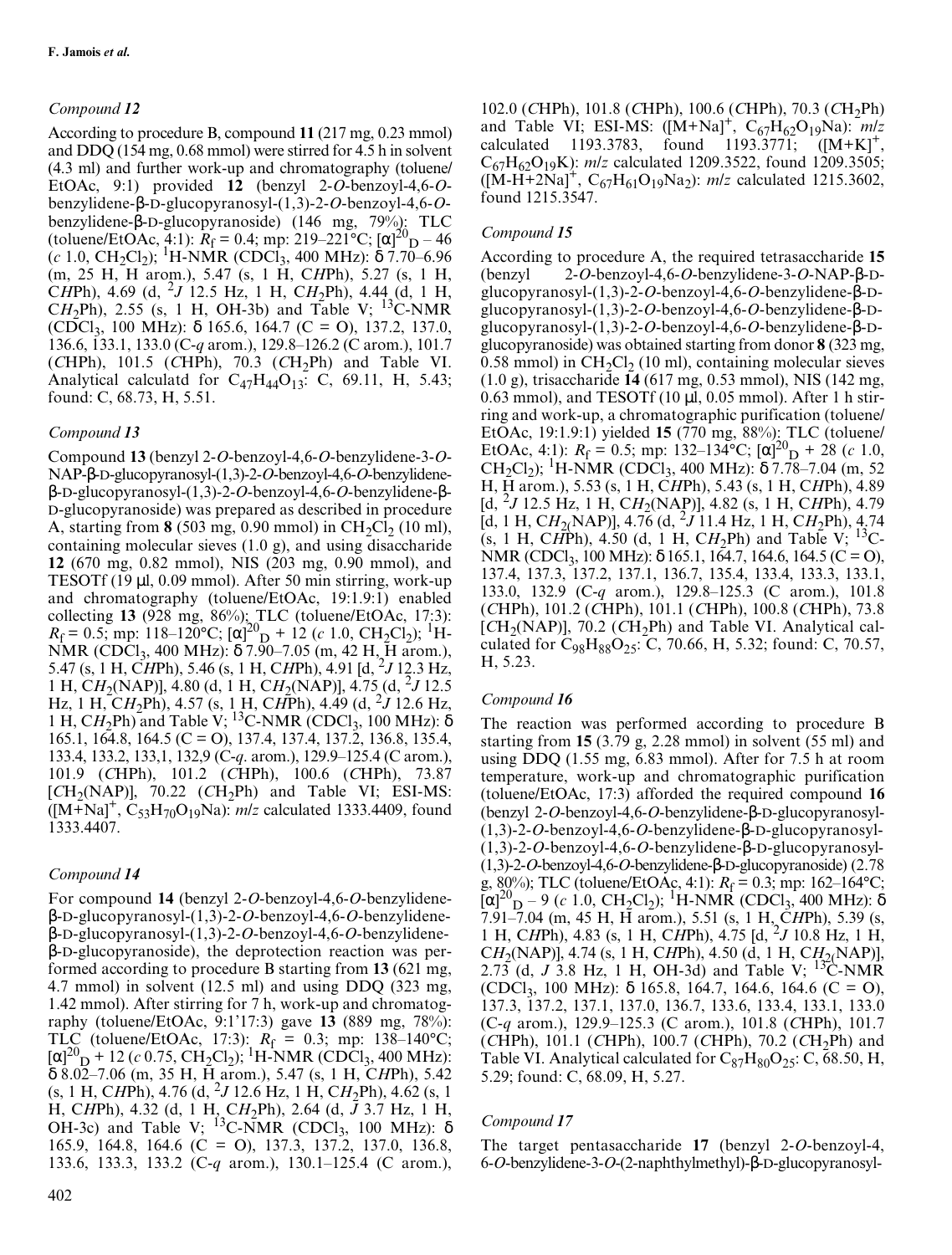### *Compound 12*

According to procedure B, compound **11** (217 mg, 0.23 mmol) and DDQ (154 mg, 0.68 mmol) were stirred for 4.5 h in solvent (4.3 ml) and further work-up and chromatography (toluene/EtOAc, 9:1) provided **12** (benzyl 2-*O*-benzoyl-4,6-*O*-benzylidene-β-D-glucopyranosyl-(1,3)-2-*O*-benzoyl-4,6-*O*-benzylidene-β-D-glucopyranoside) (146 mg, 79%): TLC (toluene/EtOAc, 4:1): $R_f$ = 0.4; mp: 219–221°C; $[\alpha]^{20}_D$ – 46 (*c* 1.0, $CH_2Cl_2$); $^1$H-NMR ($CDCl_3$, 400 MHz): δ 7.70–6.96 (m, 25 H, H arom.), 5.47 (s, 1 H, C*H*Ph), 5.27 (s, 1 H, C*H*Ph), 4.69 (d, $^2J$ 12.5 Hz, 1 H, C$H_2$Ph), 4.44 (d, 1 H, C$H_2$Ph), 2.55 (s, 1 H, OH-3b) and Table V; $^{13}$C-NMR ($CDCl_3$, 100 MHz): δ 165.6, 164.7 (C = O), 137.2, 137.0, 136.6, 133.1, 133.0 (C-*q* arom.), 129.8–126.2 (C arom.), 101.7 (*C*HPh), 101.5 (*C*HPh), 70.3 (*C*$H_2$Ph) and Table VI. Analytical calculatd for $C_{47}H_{44}O_{13}$: C, 69.11, H, 5.43; found: C, 68.73, H, 5.51.

### *Compound 13*

Compound **13** (benzyl 2-*O*-benzoyl-4,6-*O*-benzylidene-3-*O*-NAP-β-D-glucopyranosyl-(1,3)-2-*O*-benzoyl-4,6-*O*-benzylidene-β-D-glucopyranosyl-(1,3)-2-*O*-benzoyl-4,6-*O*-benzylidene-β-D-glucopyranoside) was prepared as described in procedure A, starting from **8** (503 mg, 0.90 mmol) in $CH_2Cl_2$ (10 ml), containing molecular sieves (1.0 g), and using disaccharide **12** (670 mg, 0.82 mmol), NIS (203 mg, 0.90 mmol), and TESOTf (19 µl, 0.09 mmol). After 50 min stirring, work-up and chromatography (toluene/EtOAc, 19:1.9:1) enabled collecting **13** (928 mg, 86%); TLC (toluene/EtOAc, 17:3): $R_f$ = 0.5; mp: 118–120°C; $[\alpha]^{20}_D$ + 12 (*c* 1.0, $CH_2Cl_2$); $^1$H-NMR ($CDCl_3$, 400 MHz): δ 7.90–7.05 (m, 42 H, H arom.), 5.47 (s, 1 H, C*H*Ph), 5.46 (s, 1 H, C*H*Ph), 4.91 [d, $^2J$ 12.3 Hz, 1 H, C$H_2$(NAP)], 4.80 (d, 1 H, C$H_2$(NAP)], 4.75 (d, $^2J$ 12.5 Hz, 1 H, C$H_2$Ph), 4.57 (s, 1 H, C*H*Ph), 4.49 (d, $^2J$ 12.6 Hz, 1 H, C$H_2$Ph) and Table V; $^{13}$C-NMR ($CDCl_3$, 100 MHz): δ 165.1, 164.8, 164.5 (C = O), 137.4, 137.4, 137.2, 136.8, 135.4, 133.4, 133.2, 133,1, 132,9 (C-*q*. arom.), 129.9–125.4 (C arom.), 101.9 (*C*HPh), 101.2 (*C*HPh), 100.6 (*C*HPh), 73.87 [*C*$H_2$(NAP)], 70.22 (*C*$H_2$Ph) and Table VI; ESI-MS: ($[M+Na]^+$, $C_{53}H_{70}O_{19}Na$): *m/z* calculated 1333.4409, found 1333.4407.

### *Compound 14*

For compound **14** (benzyl 2-*O*-benzoyl-4,6-*O*-benzylidene-β-D-glucopyranosyl-(1,3)-2-*O*-benzoyl-4,6-*O*-benzylidene-β-D-glucopyranosyl-(1,3)-2-*O*-benzoyl-4,6-*O*-benzylidene-β-D-glucopyranoside), the deprotection reaction was performed according to procedure B starting from **13** (621 mg, 4.7 mmol) in solvent (12.5 ml) and using DDQ (323 mg, 1.42 mmol). After stirring for 7 h, work-up and chromatography (toluene/EtOAc, 9:1'17:3) gave **13** (889 mg, 78%): TLC (toluene/EtOAc, 17:3): $R_f$ = 0.3; mp: 138–140°C; $[\alpha]^{20}_D$ + 12 (*c* 0.75, $CH_2Cl_2$); $^1$H-NMR ($CDCl_3$, 400 MHz): δ 8.02–7.06 (m, 35 H, H arom.), 5.47 (s, 1 H, C*H*Ph), 5.42 (s, 1 H, C*H*Ph), 4.76 (d, $^2J$ 12.6 Hz, 1 H, C$H_2$Ph), 4.62 (s, 1 H, C*H*Ph), 4.32 (d, 1 H, C$H_2$Ph), 2.64 (d, *J* 3.7 Hz, 1 H, OH-3c) and Table V; $^{13}$C-NMR ($CDCl_3$, 100 MHz): δ 165.9, 164.8, 164.6 (C = O), 137.3, 137.2, 137.0, 136.8, 133.6, 133.3, 133.2 (C-*q* arom.), 130.1–125.4 (C arom.), 102.0 (*C*HPh), 101.8 (*C*HPh), 100.6 (*C*HPh), 70.3 (*C*$H_2$Ph) and Table VI; ESI-MS: ($[M+Na]^+$, $C_{67}H_{62}O_{19}Na$): *m/z* calculated 1193.3783, found 1193.3771; ($[M+K]^+$, $C_{67}H_{62}O_{19}K$): *m/z* calculated 1209.3522, found 1209.3505; ($[M-H+2Na]^+$, $C_{67}H_{61}O_{19}Na_2$): *m/z* calculated 1215.3602, found 1215.3547.

### *Compound 15*

According to procedure A, the required tetrasaccharide **15** (benzyl 2-*O*-benzoyl-4,6-*O*-benzylidene-3-*O*-NAP-β-D-glucopyranosyl-(1,3)-2-*O*-benzoyl-4,6-*O*-benzylidene-β-D-glucopyranosyl-(1,3)-2-*O*-benzoyl-4,6-*O*-benzylidene-β-D-glucopyranosyl-(1,3)-2-*O*-benzoyl-4,6-*O*-benzylidene-β-D-glucopyranoside) was obtained starting from donor **8** (323 mg, 0.58 mmol) in $CH_2Cl_2$ (10 ml), containing molecular sieves (1.0 g), trisaccharide **14** (617 mg, 0.53 mmol), NIS (142 mg, 0.63 mmol), and TESOTf (10 µl, 0.05 mmol). After 1 h stirring and work-up, a chromatographic purification (toluene/EtOAc, 19:1.9:1) yielded **15** (770 mg, 88%): TLC (toluene/EtOAc, 4:1): $R_f$ = 0.5; mp: 132–134°C; $[\alpha]^{20}_D$ + 28 (*c* 1.0, $CH_2Cl_2$); $^1$H-NMR ($CDCl_3$, 400 MHz): δ 7.78–7.04 (m, 52 H, H arom.), 5.53 (s, 1 H, C*H*Ph), 5.43 (s, 1 H, C*H*Ph), 4.89 [d, $^2J$ 12.5 Hz, 1 H, C$H_2$(NAP)], 4.82 (s, 1 H, C*H*Ph), 4.79 [d, 1 H, C$H_2$(NAP)], 4.76 (d, $^2J$ 11.4 Hz, 1 H, C$H_2$Ph), 4.74 (s, 1 H, C*H*Ph), 4.50 (d, 1 H, C$H_2$Ph) and Table V; $^{13}$C-NMR ($CDCl_3$, 100 MHz): δ 165.1, 164.7, 164.6, 164.5 (C = O), 137.4, 137.3, 137.2, 137.1, 136.7, 135.4, 133.4, 133.3, 133.1, 133.0, 132.9 (C-*q* arom.), 129.8–125.3 (C arom.), 101.8 (*C*HPh), 101.2 (*C*HPh), 101.1 (*C*HPh), 100.8 (*C*HPh), 73.8 [*C*$H_2$(NAP)], 70.2 (*C*$H_2$Ph) and Table VI. Analytical calculated for $C_{98}H_{88}O_{25}$: C, 70.66, H, 5.32; found: C, 70.57, H, 5.23.

### *Compound 16*

The reaction was performed according to procedure B starting from **15** (3.79 g, 2.28 mmol) in solvent (55 ml) and using DDQ (1.55 mg, 6.83 mmol). After for 7.5 h at room temperature, work-up and chromatographic purification (toluene/EtOAc, 17:3) afforded the required compound **16** (benzyl 2-*O*-benzoyl-4,6-*O*-benzylidene-β-D-glucopyranosyl-(1,3)-2-*O*-benzoyl-4,6-*O*-benzylidene-β-D-glucopyranosyl-(1,3)-2-*O*-benzoyl-4,6-*O*-benzylidene-β-D-glucopyranosyl-(1,3)-2-*O*-benzoyl-4,6-*O*-benzylidene-β-D-glucopyranoside) (2.78 g, 80%); TLC (toluene/EtOAc, 4:1): $R_f$ = 0.3; mp: 162–164°C; $[\alpha]^{20}_D$ – 9 (*c* 1.0, $CH_2Cl_2$); $^1$H-NMR ($CDCl_3$, 400 MHz): δ 7.91–7.04 (m, 45 H, H arom.), 5.51 (s, 1 H, C*H*Ph), 5.39 (s, 1 H, C*H*Ph), 4.83 (s, 1 H, C*H*Ph), 4.75 [d, $^2J$ 10.8 Hz, 1 H, C$H_2$(NAP)], 4.74 (s, 1 H, C*H*Ph), 4.50 (d, 1 H, C$H_2$(NAP)], 2.73 (d, *J* 3.8 Hz, 1 H, OH-3d) and Table V; $^{13}$C-NMR ($CDCl_3$, 100 MHz): δ 165.8, 164.7, 164.6, 164.6 (C = O), 137.3, 137.2, 137.1, 137.0, 136.7, 133.6, 133.4, 133.1, 133.0 (C-*q* arom.), 129.9–125.3 (C arom.), 101.8 (*C*HPh), 101.7 (*C*HPh), 101.1 (*C*HPh), 100.7 (*C*HPh), 70.2 (*C*$H_2$Ph) and Table VI. Analytical calculated for $C_{87}H_{80}O_{25}$: C, 68.50, H, 5.29; found: C, 68.09, H, 5.27.

### *Compound 17*

The target pentasaccharide **17** (benzyl 2-*O*-benzoyl-4,6-*O*-benzylidene-3-*O*-(2-naphthylmethyl)-β-D-glucopyranosyl-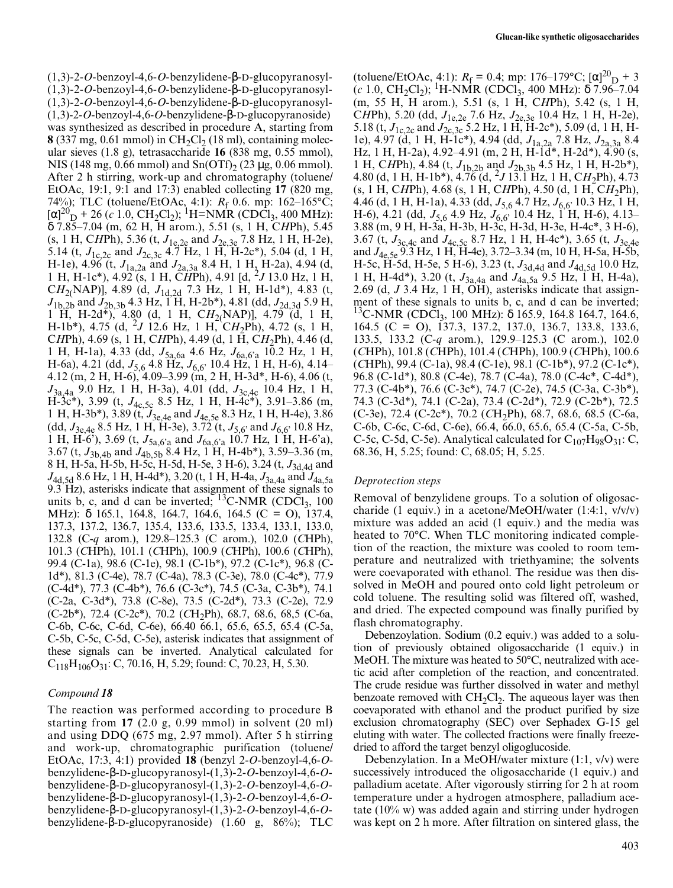(1,3)-2-*O*-benzoyl-4,6-*O*-benzylidene-β-D-glucopyranosyl-(1,3)-2-*O*-benzoyl-4,6-*O*-benzylidene-β-D-glucopyranosyl-(1,3)-2-*O*-benzoyl-4,6-*O*-benzylidene-β-D-glucopyranosyl-(1,3)-2-*O*-benzoyl-4,6-*O*-benzylidene-β-D-glucopyranoside) was synthesized as described in procedure A, starting from **8** (337 mg, 0.61 mmol) in $CH_2Cl_2$ (18 ml), containing molecular sieves (1.8 g), tetrasaccharide **16** (838 mg, 0.55 mmol), NIS (148 mg, 0.66 mmol) and $Sn(OTf)_2$ (23 µg, 0.06 mmol). After 2 h stirring, work-up and chromatography (toluene/EtOAc, 19:1, 9:1 and 17:3) enabled collecting **17** (820 mg, 74%); TLC (toluene/EtOAc, 4:1): $R_f$ 0.6. mp: 162–165°C; $[\alpha]^{20}_D$ + 26 (*c* 1.0, $CH_2Cl_2$); $^1$H=NMR ($CDCl_3$, 400 MHz): δ 7.85–7.04 (m, 62 H, H arom.), 5.51 (s, 1 H, C*H*Ph), 5.45 (s, 1 H, C*H*Ph), 5.36 (t, $J_{1e,2e}$ and $J_{2e,3e}$ 7.8 Hz, 1 H, H-2e), 5.14 (t, $J_{1c,2c}$ and $J_{2c,3c}$ 4.7 Hz, 1 H, H-2c*), 5.04 (d, 1 H, H-1e), 4.96 (t, $J_{1a,2a}$ and $J_{2a,3a}$ 8.4 H, 1 H, H-2a), 4.94 (d, 1 H, H-1c*), 4.92 (s, 1 H, C*H*Ph), 4.91 [d, $^2J$ 13.0 Hz, 1 H, C$H_2$(NAP)], 4.89 (d, $J_{1d,2d}$ 7.3 Hz, 1 H, H-1d*), 4.83 (t, $J_{1b,2b}$ and $J_{2b,3b}$ 4.3 Hz, 1 H, H-2b*), 4.81 (dd, $J_{2d,3d}$ 5.9 H, 1 H, H-2d*), 4.80 (d, 1 H, C$H_2$(NAP)], 4.79 (d, 1 H, H-1b*), 4.75 (d, $^2J$ 12.6 Hz, 1 H, C$H_2$Ph), 4.72 (s, 1 H, C*H*Ph), 4.69 (s, 1 H, C*H*Ph), 4.49 (d, 1 H, C$H_2$Ph), 4.46 (d, 1 H, H-1a), 4.33 (dd, $J_{5a,6a}$ 4.6 Hz, $J_{6a,6'a}$ 10.2 Hz, 1 H, H-6a), 4.21 (dd, $J_{5,6}$ 4.8 Hz, $J_{6,6'}$ 10.4 Hz, 1 H, H-6), 4.14–4.12 (m, 2 H, H-6), 4.09–3.99 (m, 2 H, H-3d*, H-6), 4.06 (t, $J_{3a,4a}$ 9.0 Hz, 1 H, H-3a), 4.01 (dd, $J_{3c,4c}$ 10.4 Hz, 1 H, H-3c*), 3.99 (t, $J_{4c,5c}$ 8.5 Hz, 1 H, H-4c*), 3.91–3.86 (m, 1 H, H-3b*), 3.89 (t, $J_{3e,4e}$ and $J_{4e,5e}$ 8.3 Hz, 1 H, H-4e), 3.86 (dd, $J_{3e,4e}$ 8.5 Hz, 1 H, H-3e), 3.72 (t, $J_{5,6'}$ and $J_{6,6'}$ 10.8 Hz, 1 H, H-6'), 3.69 (t, $J_{5a,6'a}$ and $J_{6a,6'a}$ 10.7 Hz, 1 H, H-6'a), 3.67 (t, $J_{3b,4b}$ and $J_{4b,5b}$ 8.4 Hz, 1 H, H-4b*), 3.59–3.36 (m, 8 H, H-5a, H-5b, H-5c, H-5d, H-5e, 3 H-6), 3.24 (t, $J_{3d,4d}$ and $J_{4d,5d}$ 8.6 Hz, 1 H, H-4d*), 3.20 (t, 1 H, H-4a, $J_{3a,4a}$ and $J_{4a,5a}$ 9.3 Hz), asterisks indicate that assignment of these signals to units b, c, and d can be inverted; $^{13}$C-NMR ($CDCl_3$, 100 MHz): δ 165.1, 164.8, 164.7, 164.6, 164.5 (C = O), 137.4, 137.3, 137.2, 136.7, 135.4, 133.6, 133.5, 133.4, 133.1, 133.0, 132.8 (C-*q* arom.), 129.8–125.3 (C arom.), 102.0 (*C*HPh), 101.3 (*C*HPh), 101.1 (*C*HPh), 100.9 (*C*HPh), 100.6 (*C*HPh), 99.4 (C-1a), 98.6 (C-1e), 98.1 (C-1b*), 97.2 (C-1c*), 96.8 (C-1d*), 81.3 (C-4e), 78.7 (C-4a), 78.3 (C-3e), 78.0 (C-4c*), 77.9 (C-4d*), 77.3 (C-4b*), 76.6 (C-3c*), 74.5 (C-3a, C-3b*), 74.1 (C-2a, C-3d*), 73.8 (C-8e), 73.5 (C-2d*), 73.3 (C-2e), 72.9 (C-2b*), 72.4 (C-2c*), 70.2 (*C*$H_2$Ph), 68.7, 68.6, 68,5 (C-6a, C-6b, C-6c, C-6d, C-6e), 66.40 66.1, 65.6, 65.5, 65.4 (C-5a, C-5b, C-5c, C-5d, C-5e), asterisk indicates that assignment of these signals can be inverted. Analytical calculated for $C_{118}H_{106}O_{31}$: C, 70.16, H, 5.29; found: C, 70.23, H, 5.30.

### *Compound **18***

The reaction was performed according to procedure B starting from **17** (2.0 g, 0.99 mmol) in solvent (20 ml) and using DDQ (675 mg, 2.97 mmol). After 5 h stirring and work-up, chromatographic purification (toluene/EtOAc, 17:3, 4:1) provided **18** (benzyl 2-*O*-benzoyl-4,6-*O*-benzylidene-β-D-glucopyranosyl-(1,3)-2-*O*-benzoyl-4,6-*O*-benzylidene-β-D-glucopyranosyl-(1,3)-2-*O*-benzoyl-4,6-*O*-benzylidene-β-D-glucopyranosyl-(1,3)-2-*O*-benzoyl-4,6-*O*-benzylidene-β-D-glucopyranosyl-(1,3)-2-*O*-benzoyl-4,6-*O*-benzylidene-β-D-glucopyranoside) (1.60 g, 86%); TLC (toluene/EtOAc, 4:1): $R_f$ = 0.4; mp: 176–179°C; $[\alpha]^{20}_D$ + 3 (*c* 1.0, $CH_2Cl_2$); $^1$H-NMR ($CDCl_3$, 400 MHz): δ 7.96–7.04 (m, 55 H, H arom.), 5.51 (s, 1 H, C*H*Ph), 5.42 (s, 1 H, C*H*Ph), 5.20 (dd, $J_{1e,2e}$ 7.6 Hz, $J_{2e,3e}$ 10.4 Hz, 1 H, H-2e), 5.18 (t, $J_{1c,2c}$ and $J_{2c,3c}$ 5.2 Hz, 1 H, H-2c*), 5.09 (d, 1 H, H-1e), 4.97 (d, 1 H, H-1c*), 4.94 (dd, $J_{1a,2a}$ 7.8 Hz, $J_{2a,3a}$ 8.4 Hz, 1 H, H-2a), 4.92–4.91 (m, 2 H, H-1d*, H-2d*), 4.90 (s, 1 H, C*H*Ph), 4.84 (t, $J_{1b,2b}$ and $J_{2b,3b}$ 4.5 Hz, 1 H, H-2b*), 4.80 (d, 1 H, H-1b*), 4.76 (d, $^2J$ 13.1 Hz, 1 H, C$H_2$Ph), 4.73 (s, 1 H, C*H*Ph), 4.68 (s, 1 H, C*H*Ph), 4.50 (d, 1 H, C$H_2$Ph), 4.46 (d, 1 H, H-1a), 4.33 (dd, $J_{5,6}$ 4.7 Hz, $J_{6,6'}$ 10.3 Hz, 1 H, H-6), 4.21 (dd, $J_{5,6}$ 4.9 Hz, $J_{6,6'}$ 10.4 Hz, 1 H, H-6), 4.13–3.88 (m, 9 H, H-3a, H-3b, H-3c, H-3d, H-3e, H-4c*, 3 H-6), 3.67 (t, $J_{3c,4c}$ and $J_{4c,5c}$ 8.7 Hz, 1 H, H-4c*), 3.65 (t, $J_{3e,4e}$ and $J_{4e,5e}$ 9.3 Hz, 1 H, H-4e), 3.72–3.34 (m, 10 H, H-5a, H-5b, H-5c, H-5d, H-5e, 5 H-6), 3.23 (t, $J_{3d,4d}$ and $J_{4d,5d}$ 10.0 Hz, 1 H, H-4d*), 3.20 (t, $J_{3a,4a}$ and $J_{4a,5a}$ 9.5 Hz, 1 H, H-4a), 2.69 (d, *J* 3.4 Hz, 1 H, OH), asterisks indicate that assignment of these signals to units b, c, and d can be inverted; $^{13}$C-NMR ($CDCl_3$, 100 MHz): δ 165.9, 164.8 164.7, 164.6, 164.5 (C = O), 137.3, 137.2, 137.0, 136.7, 133.8, 133.6, 133.5, 133.2 (C-*q* arom.), 129.9–125.3 (C arom.), 102.0 (*C*HPh), 101.8 (*C*HPh), 101.4 (*C*HPh), 100.9 (*C*HPh), 100.6 (*C*HPh), 99.4 (C-1a), 98.4 (C-1e), 98.1 (C-1b*), 97.2 (C-1c*), 96.8 (C-1d*), 80.8 (C-4e), 78.7 (C-4a), 78.0 (C-4c*, C-4d*), 77.3 (C-4b*), 76.6 (C-3c*), 74.7 (C-2e), 74.5 (C-3a, C-3b*), 74.3 (C-3d*), 74.1 (C-2a), 73.4 (C-2d*), 72.9 (C-2b*), 72.5 (C-3e), 72.4 (C-2c*), 70.2 (*C*$H_2$Ph), 68.7, 68.6, 68.5 (C-6a, C-6b, C-6c, C-6d, C-6e), 66.4, 66.0, 65.6, 65.4 (C-5a, C-5b, C-5c, C-5d, C-5e). Analytical calculated for $C_{107}H_{98}O_{31}$: C, 68.36, H, 5.25; found: C, 68.05; H, 5.25.

### *Deprotection steps*

Removal of benzylidene groups. To a solution of oligosaccharide (1 equiv.) in a acetone/MeOH/water (1:4:1, v/v/v) mixture was added an acid (1 equiv.) and the media was heated to 70°C. When TLC monitoring indicated completion of the reaction, the mixture was cooled to room temperature and neutralized with triethyamine; the solvents were coevaporated with ethanol. The residue was then dissolved in MeOH and poured onto cold light petroleum or cold toluene. The resulting solid was filtered off, washed, and dried. The expected compound was finally purified by flash chromatography.

Debenzoylation. Sodium (0.2 equiv.) was added to a solution of previously obtained oligosaccharide (1 equiv.) in MeOH. The mixture was heated to 50°C, neutralized with acetic acid after completion of the reaction, and concentrated. The crude residue was further dissolved in water and methyl benzoate removed with $CH_2Cl_2$. The aqueous layer was then coevaporated with ethanol and the product purified by size exclusion chromatography (SEC) over Sephadex G-15 gel eluting with water. The collected fractions were finally freeze-dried to afford the target benzyl oligoglucoside.

Debenzylation. In a MeOH/water mixture (1:1, v/v) were successively introduced the oligosaccharide (1 equiv.) and palladium acetate. After vigorously stirring for 2 h at room temperature under a hydrogen atmosphere, palladium acetate (10% w) was added again and stirring under hydrogen was kept on 2 h more. After filtration on sintered glass, the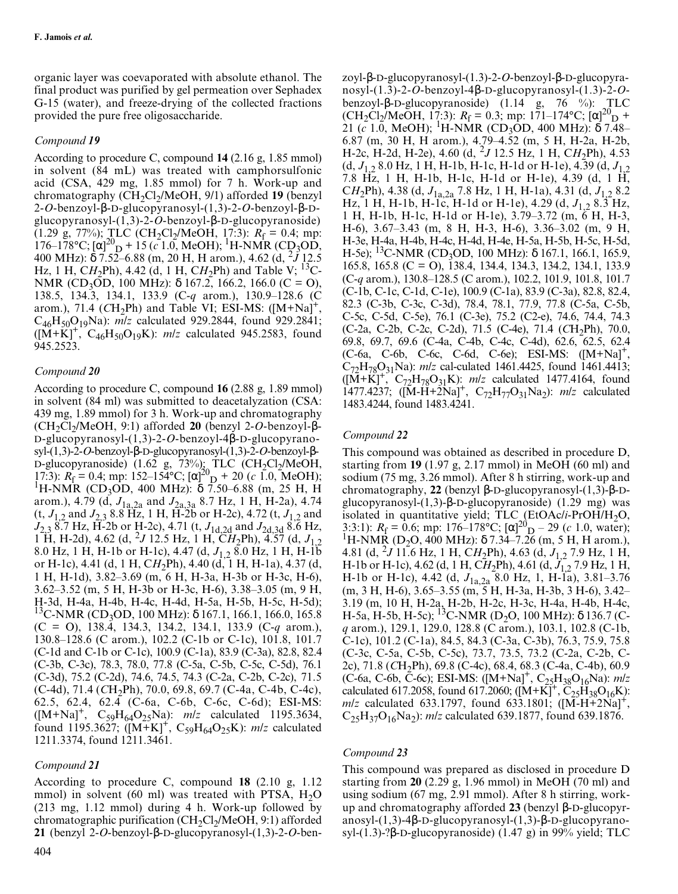organic layer was coevaporated with absolute ethanol. The final product was purified by gel permeation over Sephadex G-15 (water), and freeze-drying of the collected fractions provided the pure free oligosaccharide.

### *Compound **19***

According to procedure C, compound **14** (2.16 g, 1.85 mmol) in solvent (84 mL) was treated with camphorsulfonic acid (CSA, 429 mg, 1.85 mmol) for 7 h. Work-up and chromatography ($CH_2Cl_2$/MeOH, 9/1) afforded **19** (benzyl 2-*O*-benzoyl-β-D-glucopyranosyl-(1,3)-2-*O*-benzoyl-β-D-glucopyranosyl-(1,3)-2-*O*-benzoyl-β-D-glucopyranoside) (1.29 g, 77%); TLC ($CH_2Cl_2$/MeOH, 17:3): $R_f$ = 0.4; mp: 176–178°C; $[\alpha]^{20}_D$ + 15 (*c* 1.0, MeOH); $^1$H-NMR ($CD_3OD$, 400 MHz): δ 7.52–6.88 (m, 20 H, H arom.), 4.62 (d, $^2J$ 12.5 Hz, 1 H, C$H_2$Ph), 4.42 (d, 1 H, C$H_2$Ph) and Table V; $^{13}$C-NMR ($CD_3OD$, 100 MHz): δ 167.2, 166.2, 166.0 (C = O), 138.5, 134.3, 134.1, 133.9 (C-*q* arom.), 130.9–128.6 (C arom.), 71.4 ($CH_2$Ph) and Table VI; ESI-MS: ($[M+Na]^+$, $C_{46}H_{50}O_{19}Na$): *m*/*z* calculated 929.2844, found 929.2841; ($[M+K]^+$, $C_{46}H_{50}O_{19}K$): *m*/*z* calculated 945.2583, found 945.2523.

### *Compound **20***

According to procedure C, compound **16** (2.88 g, 1.89 mmol) in solvent (84 ml) was submitted to deacetalyzation (CSA: 439 mg, 1.89 mmol) for 3 h. Work-up and chromatography ($CH_2Cl_2$/MeOH, 9:1) afforded **20** (benzyl 2-*O*-benzoyl-β-D-glucopyranosyl-(1,3)-2-*O*-benzoyl-4β-D-glucopyranosyl-(1,3)-2-*O*-benzoyl-β-D-glucopyranosyl-(1,3)-2-*O*-benzoyl-β-D-glucopyranoside) (1.62 g, 73%); TLC ($CH_2Cl_2$/MeOH, 17:3): $R_f$ = 0.4; mp: 152–154°C; $[\alpha]^{20}_D$ + 20 (*c* 1.0, MeOH); $^1$H-NMR ($CD_3OD$, 400 MHz): δ 7.50–6.88 (m, 25 H, H arom.), 4.79 (d, $J_{1a,2a}$ and $J_{2a,3a}$ 8.7 Hz, 1 H, H-2a), 4.74 (t, $J_{1,2}$ and $J_{2,3}$ 8.8 Hz, 1 H, H-2b or H-2c), 4.72 (t, $J_{1,2}$ and $J_{2,3}$ 8.7 Hz, H-2b or H-2c), 4.71 (t, $J_{1d,2d}$ and $J_{2d,3d}$ 8.6 Hz, 1 H, H-2d), 4.62 (d, $^2J$ 12.5 Hz, 1 H, C$H_2$Ph), 4.57 (d, $J_{1,2}$ 8.0 Hz, 1 H, H-1b or H-1c), 4.47 (d, $J_{1,2}$ 8.0 Hz, 1 H, H-1b or H-1c), 4.41 (d, 1 H, C$H_2$Ph), 4.40 (d, 1 H, H-1a), 4.37 (d, 1 H, H-1d), 3.82–3.69 (m, 6 H, H-3a, H-3b or H-3c, H-6), 3.62–3.52 (m, 5 H, H-3b or H-3c, H-6), 3.38–3.05 (m, 9 H, H-3d, H-4a, H-4b, H-4c, H-4d, H-5a, H-5b, H-5c, H-5d); $^{13}$C-NMR ($CD_3OD$, 100 MHz): δ 167.1, 166.1, 166.0, 165.8 (C = O), 138.4, 134.3, 134.2, 134.1, 133.9 (C-*q* arom.), 130.8–128.6 (C arom.), 102.2 (C-1b or C-1c), 101.8, 101.7 (C-1d and C-1b or C-1c), 100.9 (C-1a), 83.9 (C-3a), 82.8, 82.4 (C-3b, C-3c), 78.3, 78.0, 77.8 (C-5a, C-5b, C-5c, C-5d), 76.1 (C-3d), 75.2 (C-2d), 74.6, 74.5, 74.3 (C-2a, C-2b, C-2c), 71.5 (C-4d), 71.4 ($CH_2$Ph), 70.0, 69.8, 69.7 (C-4a, C-4b, C-4c), 62.5, 62.4, 62.4 (C-6a, C-6b, C-6c, C-6d); ESI-MS: ($[M+Na]^+$, $C_{59}H_{64}O_{25}Na$): *m*/*z* calculated 1195.3634, found 1195.3627; ($[M+K]^+$, $C_{59}H_{64}O_{25}K$): *m*/*z* calculated 1211.3374, found 1211.3461.

### *Compound **21***

According to procedure C, compound **18** (2.10 g, 1.12 mmol) in solvent (60 ml) was treated with PTSA, $H_2O$ (213 mg, 1.12 mmol) during 4 h. Work-up followed by chromatographic purification ($CH_2Cl_2$/MeOH, 9:1) afforded **21** (benzyl 2-*O*-benzoyl-β-D-glucopyranosyl-(1,3)-2-*O*-benzoyl-β-D-glucopyranosyl-(1.3)-2-*O*-benzoyl-β-D-glucopyranosyl-(1.3)-2-*O*-benzoyl-4β-D-glucopyranosyl-(1.3)-2-*O*-benzoyl-β-D-glucopyranoside) (1.14 g, 76 %): TLC ($CH_2Cl_2$/MeOH, 17:3): $R_f$ = 0.3; mp: 171–174°C; $[\alpha]^{20}_D$ + 21 (*c* 1.0, MeOH); $^1$H-NMR ($CD_3OD$, 400 MHz): δ 7.48–6.87 (m, 30 H, H arom.), 4.79–4.52 (m, 5 H, H-2a, H-2b, H-2c, H-2d, H-2e), 4.60 (d, $^2J$ 12.5 Hz, 1 H, C$H_2$Ph), 4.53 (d, $J_{1,2}$ 8.0 Hz, 1 H, H-1b, H-1c, H-1d or H-1e), 4.39 (d, $J_{1,2}$ 7.8 Hz, 1 H, H-1b, H-1c, H-1d or H-1e), 4.39 (d, 1 H, C$H_2$Ph), 4.38 (d, $J_{1a,2a}$ 7.8 Hz, 1 H, H-1a), 4.31 (d, $J_{1,2}$ 8.2 Hz, 1 H, H-1b, H-1c, H-1d or H-1e), 4.29 (d, $J_{1,2}$ 8.3 Hz, 1 H, H-1b, H-1c, H-1d or H-1e), 3.79–3.72 (m, 6 H, H-3, H-6), 3.67–3.43 (m, 8 H, H-3, H-6), 3.36–3.02 (m, 9 H, H-3e, H-4a, H-4b, H-4c, H-4d, H-4e, H-5a, H-5b, H-5c, H-5d, H-5e); $^{13}$C-NMR ($CD_3OD$, 100 MHz): δ 167.1, 166.1, 165.9, 165.8, 165.8 (C = O), 138.4, 134.4, 134.3, 134.2, 134.1, 133.9 (C-*q* arom.), 130.8–128.5 (C arom.), 102.2, 101.9, 101.8, 101.7 (C-1b, C-1c, C-1d, C-1e), 100.9 (C-1a), 83.9 (C-3a), 82.8, 82.4, 82.3 (C-3b, C-3c, C-3d), 78.4, 78.1, 77.9, 77.8 (C-5a, C-5b, C-5c, C-5d, C-5e), 76.1 (C-3e), 75.2 (C2-e), 74.6, 74.4, 74.3 (C-2a, C-2b, C-2c, C-2d), 71.5 (C-4e), 71.4 ($CH_2$Ph), 70.0, 69.8, 69.7, 69.6 (C-4a, C-4b, C-4c, C-4d), 62.6, 62.5, 62.4 (C-6a, C-6b, C-6c, C-6d, C-6e); ESI-MS: ($[M+Na]^+$, $C_{72}H_{78}O_{31}Na$): *m*/*z* cal-culated 1461.4425, found 1461.4413; ($[M+K]^+$, $C_{72}H_{78}O_{31}K$): *m*/*z* calculated 1477.4164, found 1477.4237; ($[M-H+2Na]^+$, $C_{72}H_{77}O_{31}Na_2$): *m*/*z* calculated 1483.4244, found 1483.4241.

### *Compound **22***

This compound was obtained as described in procedure D, starting from **19** (1.97 g, 2.17 mmol) in MeOH (60 ml) and sodium (75 mg, 3.26 mmol). After 8 h stirring, work-up and chromatography, **22** (benzyl β-D-glucopyranosyl-(1,3)-β-D-glucopyranosyl-(1,3)-β-D-glucopyranoside) (1.29 mg) was isolated in quantitative yield; TLC (EtOAc/*i*-PrOH/$H_2O$, 3:3:1): $R_f$ = 0.6; mp: 176–178°C; $[\alpha]^{20}_D$ – 29 (*c* 1.0, water); $^1$H-NMR ($D_2O$, 400 MHz): δ 7.34–7.26 (m, 5 H, H arom.), 4.81 (d, $^2J$ 11.6 Hz, 1 H, C$H_2$Ph), 4.63 (d, $J_{1,2}$ 7.9 Hz, 1 H, H-1b or H-1c), 4.62 (d, 1 H, C$H_2$Ph), 4.61 (d, $J_{1,2}$ 7.9 Hz, 1 H, H-1b or H-1c), 4.42 (d, $J_{1a,2a}$ 8.0 Hz, 1, H-1a), 3.81–3.76 (m, 3 H, H-6), 3.65–3.55 (m, 5 H, H-3a, H-3b, 3 H-6), 3.42–3.19 (m, 10 H, H-2a, H-2b, H-2c, H-3c, H-4a, H-4b, H-4c, H-5a, H-5b, H-5c); $^{13}$C-NMR ($D_2O$, 100 MHz): δ 136.7 (C-*q* arom.), 129.1, 129.0, 128.8 (C arom.), 103.1, 102.8 (C-1b, C-1c), 101.2 (C-1a), 84.5, 84.3 (C-3a, C-3b), 76.3, 75.9, 75.8 (C-3c, C-5a, C-5b, C-5c), 73.7, 73.5, 73.2 (C-2a, C-2b, C-2c), 71.8 ($CH_2$Ph), 69.8 (C-4c), 68.4, 68.3 (C-4a, C-4b), 60.9 (C-6a, C-6b, C-6c); ESI-MS: ($[M+Na]^+$, $C_{25}H_{38}O_{16}Na$): *m*/*z* calculated 617.2058, found 617.2060; ($[M+K]^+$, $C_{25}H_{38}O_{16}K$): *m*/*z* calculated 633.1797, found 633.1801; ($[M-H+2Na]^+$, $C_{25}H_{37}O_{16}Na_2$): *m*/*z* calculated 639.1877, found 639.1876.

### *Compound **23***

This compound was prepared as disclosed in procedure D starting from **20** (2.29 g, 1.96 mmol) in MeOH (70 ml) and using sodium (67 mg, 2.91 mmol). After 8 h stirring, work-up and chromatography afforded **23** (benzyl β-D-glucopyranosyl-(1,3)-4β-D-glucopyranosyl-(1,3)-β-D-glucopyranosyl-(1.3)-?β-D-glucopyranoside) (1.47 g) in 99% yield; TLC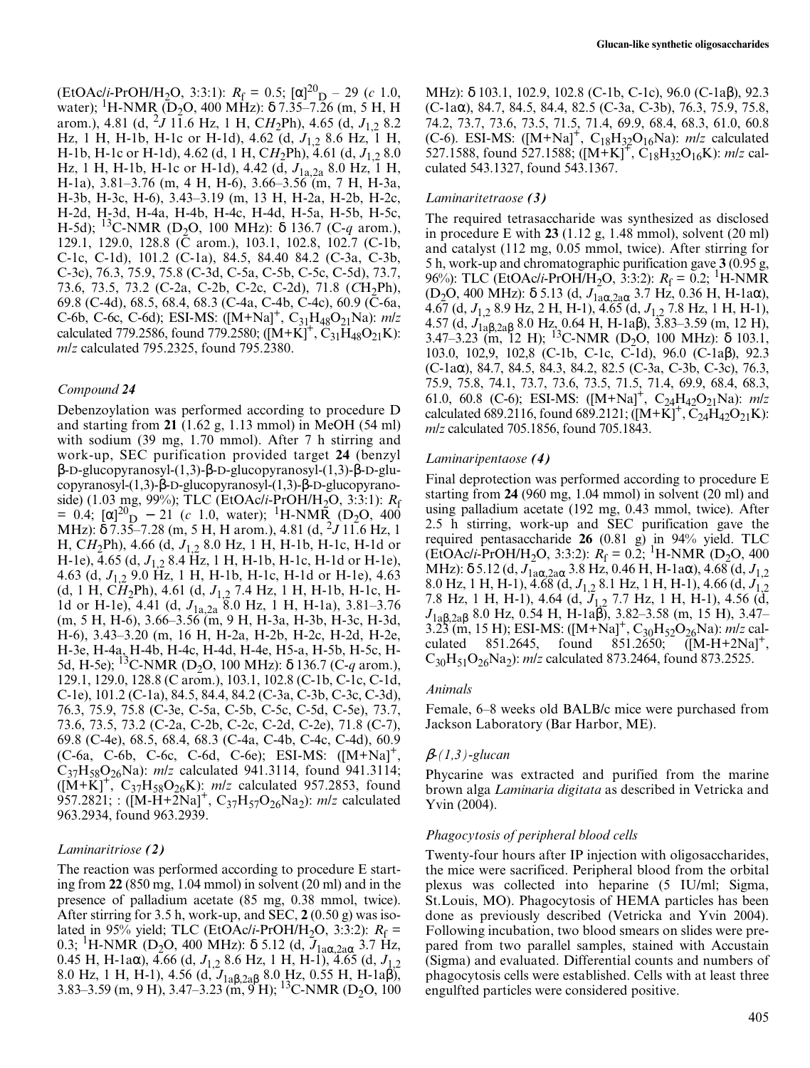(EtOAc/*i*-PrOH/$H_2O$, 3:3:1): $R_f$ = 0.5; $[\alpha]^{20}_D$ – 29 (*c* 1.0, water); $^1$H-NMR ($D_2O$, 400 MHz): δ 7.35–7.26 (m, 5 H, H arom.), 4.81 (d, $^2J$ 11.6 Hz, 1 H, C$H_2$Ph), 4.65 (d, $J_{1,2}$ 8.2 Hz, 1 H, H-1b, H-1c or H-1d), 4.62 (d, $J_{1,2}$ 8.6 Hz, 1 H, H-1b, H-1c or H-1d), 4.62 (d, 1 H, C$H_2$Ph), 4.61 (d, $J_{1,2}$ 8.0 Hz, 1 H, H-1b, H-1c or H-1d), 4.42 (d, $J_{1a,2a}$ 8.0 Hz, 1 H, H-1a), 3.81–3.76 (m, 4 H, H-6), 3.66–3.56 (m, 7 H, H-3a, H-3b, H-3c, H-6), 3.43–3.19 (m, 13 H, H-2a, H-2b, H-2c, H-2d, H-3d, H-4a, H-4b, H-4c, H-4d, H-5a, H-5b, H-5c, H-5d); $^{13}$C-NMR ($D_2O$, 100 MHz): δ 136.7 (C-*q* arom.), 129.1, 129.0, 128.8 (C arom.), 103.1, 102.8, 102.7 (C-1b, C-1c, C-1d), 101.2 (C-1a), 84.5, 84.40 84.2 (C-3a, C-3b, C-3c), 76.3, 75.9, 75.8 (C-3d, C-5a, C-5b, C-5c, C-5d), 73.7, 73.6, 73.5, 73.2 (C-2a, C-2b, C-2c, C-2d), 71.8 (C$H_2$Ph), 69.8 (C-4d), 68.5, 68.4, 68.3 (C-4a, C-4b, C-4c), 60.9 (C-6a, C-6b, C-6c, C-6d); ESI-MS: ($[M+Na]^+$, $C_{31}H_{48}O_{21}Na$): *m*/*z* calculated 779.2586, found 779.2580; ($[M+K]^+$, $C_{31}H_{48}O_{21}K$): *m*/*z* calculated 795.2325, found 795.2380.

### *Compound 24*

Debenzoylation was performed according to procedure D and starting from **21** (1.62 g, 1.13 mmol) in MeOH (54 ml) with sodium (39 mg, 1.70 mmol). After 7 h stirring and work-up, SEC purification provided target **24** (benzyl β-D-glucopyranosyl-(1,3)-β-D-glucopyranosyl-(1,3)-β-D-glucopyranosyl-(1,3)-β-D-glucopyranosyl-(1,3)-β-D-glucopyranoside) (1.03 mg, 99%); TLC (EtOAc/*i*-PrOH/$H_2O$, 3:3:1): $R_f$ = 0.4; $[\alpha]^{20}_D$ – 21 (*c* 1.0, water); $^1$H-NMR ($D_2O$, 400 MHz): δ 7.35–7.28 (m, 5 H, H arom.), 4.81 (d, $^2J$ 11.6 Hz, 1 H, C$H_2$Ph), 4.66 (d, $J_{1,2}$ 8.0 Hz, 1 H, H-1b, H-1c, H-1d or H-1e), 4.65 (d, $J_{1,2}$ 8.4 Hz, 1 H, H-1b, H-1c, H-1d or H-1e), 4.63 (d, $J_{1,2}$ 9.0 Hz, 1 H, H-1b, H-1c, H-1d or H-1e), 4.63 (d, 1 H, C$H_2$Ph), 4.61 (d, $J_{1,2}$ 7.4 Hz, 1 H, H-1b, H-1c, H-1d or H-1e), 4.41 (d, $J_{1a,2a}$ 8.0 Hz, 1 H, H-1a), 3.81–3.76 (m, 5 H, H-6), 3.66–3.56 (m, 9 H, H-3a, H-3b, H-3c, H-3d, H-6), 3.43–3.20 (m, 16 H, H-2a, H-2b, H-2c, H-2d, H-2e, H-3e, H-4a, H-4b, H-4c, H-4d, H-4e, H5-a, H-5b, H-5c, H-5d, H-5e); $^{13}$C-NMR ($D_2O$, 100 MHz): δ 136.7 (C-*q* arom.), 129.1, 129.0, 128.8 (C arom.), 103.1, 102.8 (C-1b, C-1c, C-1d, C-1e), 101.2 (C-1a), 84.5, 84.4, 84.2 (C-3a, C-3b, C-3c, C-3d), 76.3, 75.9, 75.8 (C-3e, C-5a, C-5b, C-5c, C-5d, C-5e), 73.7, 73.6, 73.5, 73.2 (C-2a, C-2b, C-2c, C-2d, C-2e), 71.8 (C-7), 69.8 (C-4e), 68.5, 68.4, 68.3 (C-4a, C-4b, C-4c, C-4d), 60.9 (C-6a, C-6b, C-6c, C-6d, C-6e); ESI-MS: ($[M+Na]^+$, $C_{37}H_{58}O_{26}Na$): *m*/*z* calculated 941.3114, found 941.3114; ($[M+K]^+$, $C_{37}H_{58}O_{26}K$): *m*/*z* calculated 957.2853, found 957.2821; : ($[M\text{-}H+2Na]^+$, $C_{37}H_{57}O_{26}Na_2$): *m*/*z* calculated 963.2934, found 963.2939.

### *Laminaritriose (2)*

The reaction was performed according to procedure E starting from **22** (850 mg, 1.04 mmol) in solvent (20 ml) and in the presence of palladium acetate (85 mg, 0.38 mmol, twice). After stirring for 3.5 h, work-up, and SEC, **2** (0.50 g) was isolated in 95% yield; TLC (EtOAc/*i*-PrOH/$H_2O$, 3:3:2): $R_f$ = 0.3; $^1$H-NMR ($D_2O$, 400 MHz): δ 5.12 (d, $J_{1a\alpha,2a\alpha}$ 3.7 Hz, 0.45 H, H-1aα), 4.66 (d, $J_{1,2}$ 8.6 Hz, 1 H, H-1), 4.65 (d, $J_{1,2}$ 8.0 Hz, 1 H, H-1), 4.56 (d, $J_{1a\beta,2a\beta}$ 8.0 Hz, 0.55 H, H-1aβ), 3.83–3.59 (m, 9 H), 3.47–3.23 (m, 9 H); $^{13}$C-NMR ($D_2O$, 100 MHz): δ 103.1, 102.9, 102.8 (C-1b, C-1c), 96.0 (C-1aβ), 92.3 (C-1aα), 84.7, 84.5, 84.4, 82.5 (C-3a, C-3b), 76.3, 75.9, 75.8, 74.2, 73.7, 73.6, 73.5, 71.5, 71.4, 69.9, 68.4, 68.3, 61.0, 60.8 (C-6); ESI-MS: ($[M+Na]^+$, $C_{18}H_{32}O_{16}Na$): *m*/*z* calculated 527.1588, found 527.1588; ($[M+K]^+$, $C_{18}H_{32}O_{16}K$): *m*/*z* calculated 543.1327, found 543.1367.

### *Laminaritetraose (3)*

The required tetrasaccharide was synthesized as disclosed in procedure E with **23** (1.12 g, 1.48 mmol), solvent (20 ml) and catalyst (112 mg, 0.05 mmol, twice). After stirring for 5 h, work-up and chromatographic purification gave **3** (0.95 g, 96%): TLC (EtOAc/*i*-PrOH/$H_2O$, 3:3:2): $R_f$ = 0.2; $^1$H-NMR ($D_2O$, 400 MHz): δ 5.13 (d, $J_{1a\alpha,2a\alpha}$ 3.7 Hz, 0.36 H, H-1aα), 4.67 (d, $J_{1,2}$ 8.9 Hz, 2 H, H-1), 4.65 (d, $J_{1,2}$ 7.8 Hz, 1 H, H-1), 4.57 (d, $J_{1a\beta,2a\beta}$ 8.0 Hz, 0.64 H, H-1aβ), 3.83–3.59 (m, 12 H), 3.47–3.23 (m, 12 H); $^{13}$C-NMR ($D_2O$, 100 MHz): δ 103.1, 103.0, 102,9, 102,8 (C-1b, C-1c, C-1d), 96.0 (C-1aβ), 92.3 (C-1aα), 84.7, 84.5, 84.3, 84.2, 82.5 (C-3a, C-3b, C-3c), 76.3, 75.9, 75.8, 74.1, 73.7, 73.6, 73.5, 71.5, 71.4, 69.9, 68.4, 68.3, 61.0, 60.8 (C-6); ESI-MS: ($[M+Na]^+$, $C_{24}H_{42}O_{21}Na$): *m*/*z* calculated 689.2116, found 689.2121; ($[M+K]^+$, $C_{24}H_{42}O_{21}K$): *m*/*z* calculated 705.1856, found 705.1843.

### *Laminaripentaose (4)*

Final deprotection was performed according to procedure E starting from **24** (960 mg, 1.04 mmol) in solvent (20 ml) and using palladium acetate (192 mg, 0.43 mmol, twice). After 2.5 h stirring, work-up and SEC purification gave the required pentasaccharide **26** (0.81 g) in 94% yield. TLC (EtOAc/*i*-PrOH/$H_2O$, 3:3:2): $R_f$ = 0.2; $^1$H-NMR ($D_2O$, 400 MHz): δ 5.12 (d, $J_{1a\alpha,2a\alpha}$ 3.8 Hz, 0.46 H, H-1aα), 4.68 (d, $J_{1,2}$ 8.0 Hz, 1 H, H-1), 4.68 (d, $J_{1,2}$ 8.1 Hz, 1 H, H-1), 4.66 (d, $J_{1,2}$ 7.8 Hz, 1 H, H-1), 4.64 (d, $J_{1,2}$ 7.7 Hz, 1 H, H-1), 4.56 (d, $J_{1a\beta,2a\beta}$ 8.0 Hz, 0.54 H, H-1aβ), 3.82–3.58 (m, 15 H), 3.47–3.23 (m, 15 H); ESI-MS: ($[M+Na]^+$, $C_{30}H_{52}O_{26}Na$): *m*/*z* calculated 851.2645, found 851.2650; ($[M\text{-}H+2Na]^+$, $C_{30}H_{51}O_{26}Na_2$): *m*/*z* calculated 873.2464, found 873.2525.

### *Animals*

Female, 6–8 weeks old BALB/c mice were purchased from Jackson Laboratory (Bar Harbor, ME).

### *β-(1,3)-glucan*

Phycarine was extracted and purified from the marine brown alga *Laminaria digitata* as described in Vetricka and Yvin (2004).

### *Phagocytosis of peripheral blood cells*

Twenty-four hours after IP injection with oligosaccharides, the mice were sacrificed. Peripheral blood from the orbital plexus was collected into heparine (5 IU/ml; Sigma, St.Louis, MO). Phagocytosis of HEMA particles has been done as previously described (Vetricka and Yvin 2004). Following incubation, two blood smears on slides were prepared from two parallel samples, stained with Accustain (Sigma) and evaluated. Differential counts and numbers of phagocytosis cells were established. Cells with at least three engulfted particles were considered positive.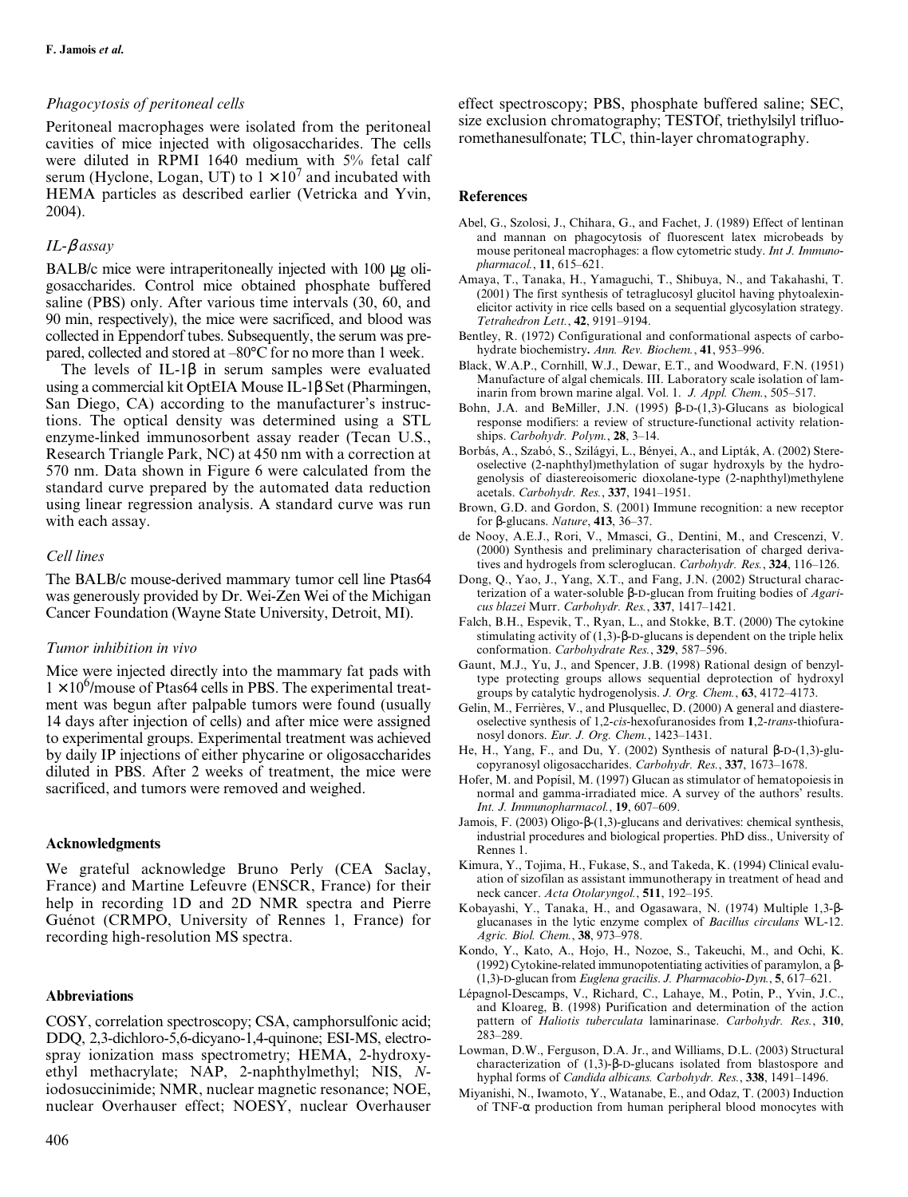### *Phagocytosis of peritoneal cells*

Peritoneal macrophages were isolated from the peritoneal cavities of mice injected with oligosaccharides. The cells were diluted in RPMI 1640 medium with 5% fetal calf serum (Hyclone, Logan, UT) to $1 \times 10^7$ and incubated with HEMA particles as described earlier (Vetricka and Yvin, 2004).

### *IL-β assay*

BALB/c mice were intraperitoneally injected with 100 μg oligosaccharides. Control mice obtained phosphate buffered saline (PBS) only. After various time intervals (30, 60, and 90 min, respectively), the mice were sacrificed, and blood was collected in Eppendorf tubes. Subsequently, the serum was prepared, collected and stored at –80°C for no more than 1 week.

The levels of IL-1β in serum samples were evaluated using a commercial kit OptEIA Mouse IL-1β Set (Pharmingen, San Diego, CA) according to the manufacturer's instructions. The optical density was determined using a STL enzyme-linked immunosorbent assay reader (Tecan U.S., Research Triangle Park, NC) at 450 nm with a correction at 570 nm. Data shown in Figure 6 were calculated from the standard curve prepared by the automated data reduction using linear regression analysis. A standard curve was run with each assay.

### *Cell lines*

The BALB/c mouse-derived mammary tumor cell line Ptas64 was generously provided by Dr. Wei-Zen Wei of the Michigan Cancer Foundation (Wayne State University, Detroit, MI).

### *Tumor inhibition in vivo*

Mice were injected directly into the mammary fat pads with $1 \times 10^6$/mouse of Ptas64 cells in PBS. The experimental treatment was begun after palpable tumors were found (usually 14 days after injection of cells) and after mice were assigned to experimental groups. Experimental treatment was achieved by daily IP injections of either phycarine or oligosaccharides diluted in PBS. After 2 weeks of treatment, the mice were sacrificed, and tumors were removed and weighed.

## Acknowledgments

We grateful acknowledge Bruno Perly (CEA Saclay, France) and Martine Lefeuvre (ENSCR, France) for their help in recording 1D and 2D NMR spectra and Pierre Guénot (CRMPO, University of Rennes 1, France) for recording high-resolution MS spectra.

## Abbreviations

COSY, correlation spectroscopy; CSA, camphorsulfonic acid; DDQ, 2,3-dichloro-5,6-dicyano-1,4-quinone; ESI-MS, electrospray ionization mass spectrometry; HEMA, 2-hydroxyethyl methacrylate; NAP, 2-naphthylmethyl; NIS, *N*-iodosuccinimide; NMR, nuclear magnetic resonance; NOE, nuclear Overhauser effect; NOESY, nuclear Overhauser effect spectroscopy; PBS, phosphate buffered saline; SEC, size exclusion chromatography; TESOTf, triethylsilyl trifluoromethanesulfonate; TLC, thin-layer chromatography.

## References

Abel, G., Szolosi, J., Chihara, G., and Fachet, J. (1989) Effect of lentinan and mannan on phagocytosis of fluorescent latex microbeads by mouse peritoneal macrophages: a flow cytometric study. *Int J. Immunopharmacol.*, **11**, 615–621.

Amaya, T., Tanaka, H., Yamaguchi, T., Shibuya, N., and Takahashi, T. (2001) The first synthesis of tetraglucosyl glucitol having phytoalexin-elicitor activity in rice cells based on a sequential glycosylation strategy. *Tetrahedron Lett.*, **42**, 9191–9194.

Bentley, R. (1972) Configurational and conformational aspects of carbohydrate biochemistry. *Ann. Rev. Biochem.*, **41**, 953–996.

Black, W.A.P., Cornhill, W.J., Dewar, E.T., and Woodward, F.N. (1951) Manufacture of algal chemicals. III. Laboratory scale isolation of laminarin from brown marine algal. Vol. 1. *J. Appl. Chem.*, 505–517.

Bohn, J.A. and BeMiller, J.N. (1995) β-D-(1,3)-Glucans as biological response modifiers: a review of structure-functional activity relationships. *Carbohydr. Polym.*, **28**, 3–14.

Borbás, A., Szabó, S., Szilágyi, L., Bényei, A., and Lipták, A. (2002) Stereoselective (2-naphthyl)methylation of sugar hydroxyls by the hydrogenolysis of diastereoisomeric dioxolane-type (2-naphthyl)methylene acetals. *Carbohydr. Res.*, **337**, 1941–1951.

Brown, G.D. and Gordon, S. (2001) Immune recognition: a new receptor for β-glucans. *Nature*, **413**, 36–37.

de Nooy, A.E.J., Rori, V., Mmasci, G., Dentini, M., and Crescenzi, V. (2000) Synthesis and preliminary characterisation of charged derivatives and hydrogels from scleroglucan. *Carbohydr. Res.*, **324**, 116–126.

Dong, Q., Yao, J., Yang, X.T., and Fang, J.N. (2002) Structural characterization of a water-soluble β-D-glucan from fruiting bodies of *Agaricus blazei* Murr. *Carbohydr. Res.*, **337**, 1417–1421.

Falch, B.H., Espevik, T., Ryan, L., and Stokke, B.T. (2000) The cytokine stimulating activity of (1,3)-β-D-glucans is dependent on the triple helix conformation. *Carbohydrate Res.*, **329**, 587–596.

Gaunt, M.J., Yu, J., and Spencer, J.B. (1998) Rational design of benzyl-type protecting groups allows sequential deprotection of hydroxyl groups by catalytic hydrogenolysis. *J. Org. Chem.*, **63**, 4172–4173.

Gelin, M., Ferrières, V., and Plusquellec, D. (2000) A general and diastereoselective synthesis of 1,2-*cis*-hexofuranosides from **1**,2-*trans*-thiofuranosyl donors. *Eur. J. Org. Chem.*, 1423–1431.

He, H., Yang, F., and Du, Y. (2002) Synthesis of natural β-D-(1,3)-glucopyranosyl oligosaccharides. *Carbohydr. Res.*, **337**, 1673–1678.

Hofer, M. and Popisil, M. (1997) Glucan as stimulator of hematopoiesis in normal and gamma-irradiated mice. A survey of the authors' results. *Int. J. Immunopharmacol.*, **19**, 607–609.

Jamois, F. (2003) Oligo-β-(1,3)-glucans and derivatives: chemical synthesis, industrial procedures and biological properties. PhD diss., University of Rennes 1.

Kimura, Y., Tojima, H., Fukase, S., and Takeda, K. (1994) Clinical evaluation of sizofilan as assistant immunotherapy in treatment of head and neck cancer. *Acta Otolaryngol.*, **511**, 192–195.

Kobayashi, Y., Tanaka, H., and Ogasawara, N. (1974) Multiple 1,3-β-glucanases in the lytic enzyme complex of *Bacillus circulans* WL-12. *Agric. Biol. Chem.*, **38**, 973–978.

Kondo, Y., Kato, A., Hojo, H., Nozoe, S., Takeuchi, M., and Ochi, K. (1992) Cytokine-related immunopotentiating activities of paramylon, a β-(1,3)-D-glucan from *Euglena gracilis*. *J. Pharmacobio-Dyn.*, **5**, 617–621.

Lépagnol-Descamps, V., Richard, C., Lahaye, M., Potin, P., Yvin, J.C., and Kloareg, B. (1998) Purification and determination of the action pattern of *Haliotis tuberculata* laminarinase. *Carbohydr. Res.*, **310**, 283–289.

Lowman, D.W., Ferguson, D.A. Jr., and Williams, D.L. (2003) Structural characterization of (1,3)-β-D-glucans isolated from blastospore and hyphal forms of *Candida albicans*. *Carbohydr. Res.*, **338**, 1491–1496.

Miyanishi, N., Iwamoto, Y., Watanabe, E., and Odaz, T. (2003) Induction of TNF-α production from human peripheral blood monocytes with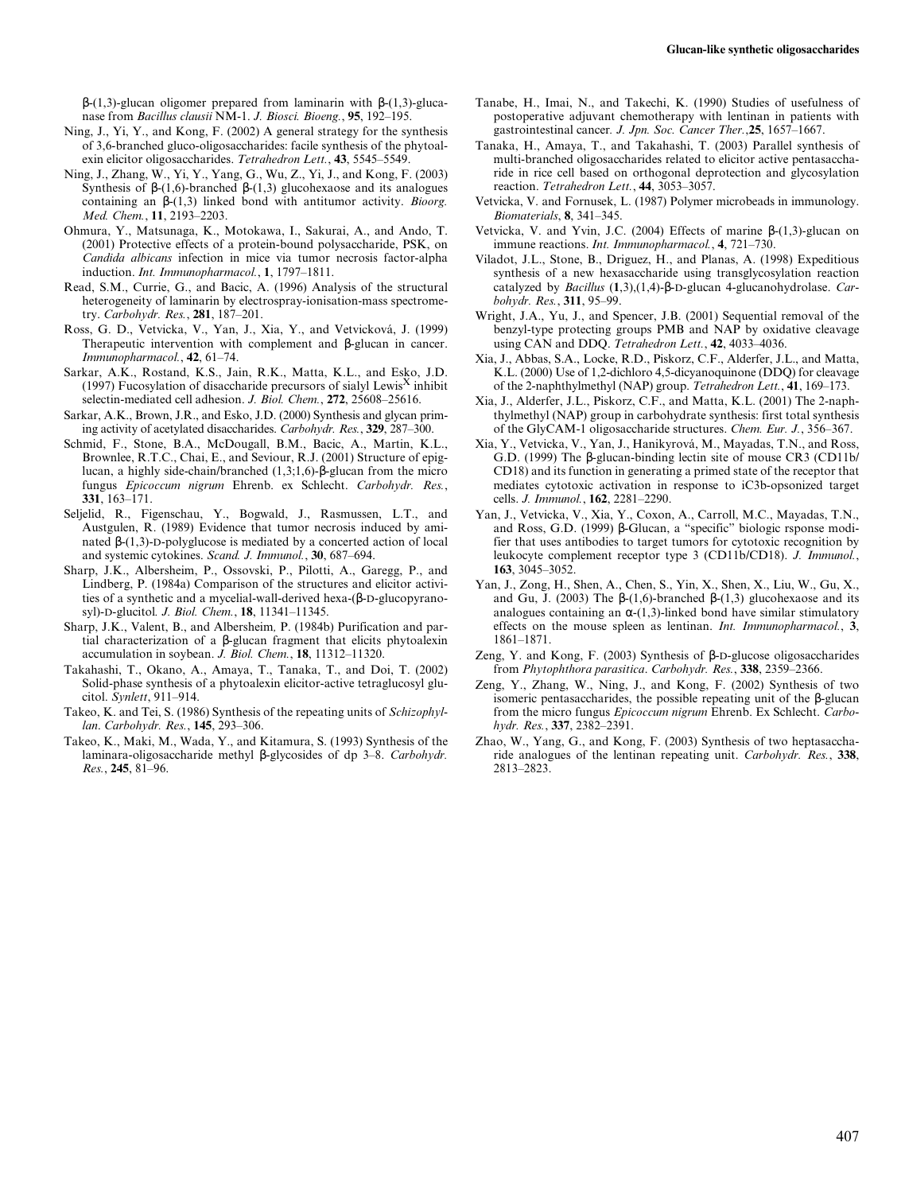β-(1,3)-glucan oligomer prepared from laminarin with β-(1,3)-glucanase from *Bacillus clausii* NM-1. *J. Biosci. Bioeng.*, **95**, 192–195.

Ning, J., Yi, Y., and Kong, F. (2002) A general strategy for the synthesis of 3,6-branched gluco-oligosaccharides: facile synthesis of the phytoalexin elicitor oligosaccharides. *Tetrahedron Lett.*, **43**, 5545–5549.

Ning, J., Zhang, W., Yi, Y., Yang, G., Wu, Z., Yi, J., and Kong, F. (2003) Synthesis of β-(1,6)-branched β-(1,3) glucohexaose and its analogues containing an β-(1,3) linked bond with antitumor activity. *Bioorg. Med. Chem.*, **11**, 2193–2203.

Ohmura, Y., Matsunaga, K., Motokawa, I., Sakurai, A., and Ando, T. (2001) Protective effects of a protein-bound polysaccharide, PSK, on *Candida albicans* infection in mice via tumor necrosis factor-alpha induction. *Int. Immunopharmacol.*, **1**, 1797–1811.

Read, S.M., Currie, G., and Bacic, A. (1996) Analysis of the structural heterogeneity of laminarin by electrospray-ionisation-mass spectrometry. *Carbohydr. Res.*, **281**, 187–201.

Ross, G. D., Vetvicka, V., Yan, J., Xia, Y., and Vetvicková, J. (1999) Therapeutic intervention with complement and β-glucan in cancer. *Immunopharmacol.*, **42**, 61–74.

Sarkar, A.K., Rostand, K.S., Jain, R.K., Matta, K.L., and Esko, J.D. (1997) Fucosylation of disaccharide precursors of sialyl Lewis$^X$ inhibit selectin-mediated cell adhesion. *J. Biol. Chem.*, **272**, 25608–25616.

Sarkar, A.K., Brown, J.R., and Esko, J.D. (2000) Synthesis and glycan priming activity of acetylated disaccharides. *Carbohydr. Res.*, **329**, 287–300.

Schmid, F., Stone, B.A., McDougall, B.M., Bacic, A., Martin, K.L., Brownlee, R.T.C., Chai, E., and Seviour, R.J. (2001) Structure of epiglucan, a highly side-chain/branched (1,3;1,6)-β-glucan from the micro fungus *Epicoccum nigrum* Ehrenb. ex Schlecht. *Carbohydr. Res.*, **331**, 163–171.

Seljelid, R., Figenschau, Y., Bogwald, J., Rasmussen, L.T., and Austgulen, R. (1989) Evidence that tumor necrosis induced by aminated β-(1,3)-D-polyglucose is mediated by a concerted action of local and systemic cytokines. *Scand. J. Immunol.*, **30**, 687–694.

Sharp, J.K., Albersheim, P., Ossovski, P., Pilotti, A., Garegg, P., and Lindberg, P. (1984a) Comparison of the structures and elicitor activities of a synthetic and a mycelial-wall-derived hexa-(β-D-glucopyranosyl)-D-glucitol. *J. Biol. Chem.*, **18**, 11341–11345.

Sharp, J.K., Valent, B., and Albersheim, P. (1984b) Purification and partial characterization of a β-glucan fragment that elicits phytoalexin accumulation in soybean. *J. Biol. Chem.*, **18**, 11312–11320.

Takahashi, T., Okano, A., Amaya, T., Tanaka, T., and Doi, T. (2002) Solid-phase synthesis of a phytoalexin elicitor-active tetraglucosyl glucitol. *Synlett*, 911–914.

Takeo, K. and Tei, S. (1986) Synthesis of the repeating units of *Schizophyllan*. *Carbohydr. Res.*, **145**, 293–306.

Takeo, K., Maki, M., Wada, Y., and Kitamura, S. (1993) Synthesis of the laminara-oligosaccharide methyl β-glycosides of dp 3–8. *Carbohydr. Res.*, **245**, 81–96.

Tanabe, H., Imai, N., and Takechi, K. (1990) Studies of usefulness of postoperative adjuvant chemotherapy with lentinan in patients with gastrointestinal cancer. *J. Jpn. Soc. Cancer Ther.*,**25**, 1657–1667.

Tanaka, H., Amaya, T., and Takahashi, T. (2003) Parallel synthesis of multi-branched oligosaccharides related to elicitor active pentasaccharide in rice cell based on orthogonal deprotection and glycosylation reaction. *Tetrahedron Lett.*, **44**, 3053–3057.

Vetvicka, V. and Fornusek, L. (1987) Polymer microbeads in immunology. *Biomaterials*, **8**, 341–345.

Vetvicka, V. and Yvin, J.C. (2004) Effects of marine β-(1,3)-glucan on immune reactions. *Int. Immunopharmacol.*, **4**, 721–730.

Viladot, J.L., Stone, B., Driguez, H., and Planas, A. (1998) Expeditious synthesis of a new hexasaccharide using transglycosylation reaction catalyzed by *Bacillus* (**1**,3),(1,4)-β-D-glucan 4-glucanohydrolase. *Carbohydr. Res.*, **311**, 95–99.

Wright, J.A., Yu, J., and Spencer, J.B. (2001) Sequential removal of the benzyl-type protecting groups PMB and NAP by oxidative cleavage using CAN and DDQ. *Tetrahedron Lett.*, **42**, 4033–4036.

Xia, J., Abbas, S.A., Locke, R.D., Piskorz, C.F., Alderfer, J.L., and Matta, K.L. (2000) Use of 1,2-dichloro 4,5-dicyanoquinone (DDQ) for cleavage of the 2-naphthylmethyl (NAP) group. *Tetrahedron Lett.*, **41**, 169–173.

Xia, J., Alderfer, J.L., Piskorz, C.F., and Matta, K.L. (2001) The 2-naphthylmethyl (NAP) group in carbohydrate synthesis: first total synthesis of the GlyCAM-1 oligosaccharide structures. *Chem. Eur. J.*, 356–367.

Xia, Y., Vetvicka, V., Yan, J., Hanikyrová, M., Mayadas, T.N., and Ross, G.D. (1999) The β-glucan-binding lectin site of mouse CR3 (CD11b/CD18) and its function in generating a primed state of the receptor that mediates cytotoxic activation in response to iC3b-opsonized target cells. *J. Immunol.*, **162**, 2281–2290.

Yan, J., Vetvicka, V., Xia, Y., Coxon, A., Carroll, M.C., Mayadas, T.N., and Ross, G.D. (1999) β-Glucan, a "specific" biologic rsponse modifier that uses antibodies to target tumors for cytotoxic recognition by leukocyte complement receptor type 3 (CD11b/CD18). *J. Immunol.*, **163**, 3045–3052.

Yan, J., Zong, H., Shen, A., Chen, S., Yin, X., Shen, X., Liu, W., Gu, X., and Gu, J. (2003) The β-(1,6)-branched β-(1,3) glucohexaose and its analogues containing an α-(1,3)-linked bond have similar stimulatory effects on the mouse spleen as lentinan. *Int. Immunopharmacol.*, **3**, 1861–1871.

Zeng, Y. and Kong, F. (2003) Synthesis of β-D-glucose oligosaccharides from *Phytophthora parasitica*. *Carbohydr. Res.*, **338**, 2359–2366.

Zeng, Y., Zhang, W., Ning, J., and Kong, F. (2002) Synthesis of two isomeric pentasaccharides, the possible repeating unit of the β-glucan from the micro fungus *Epicoccum nigrum* Ehrenb. Ex Schlecht. *Carbohydr. Res.*, **337**, 2382–2391.

Zhao, W., Yang, G., and Kong, F. (2003) Synthesis of two heptasaccharide analogues of the lentinan repeating unit. *Carbohydr. Res.*, **338**, 2813–2823.